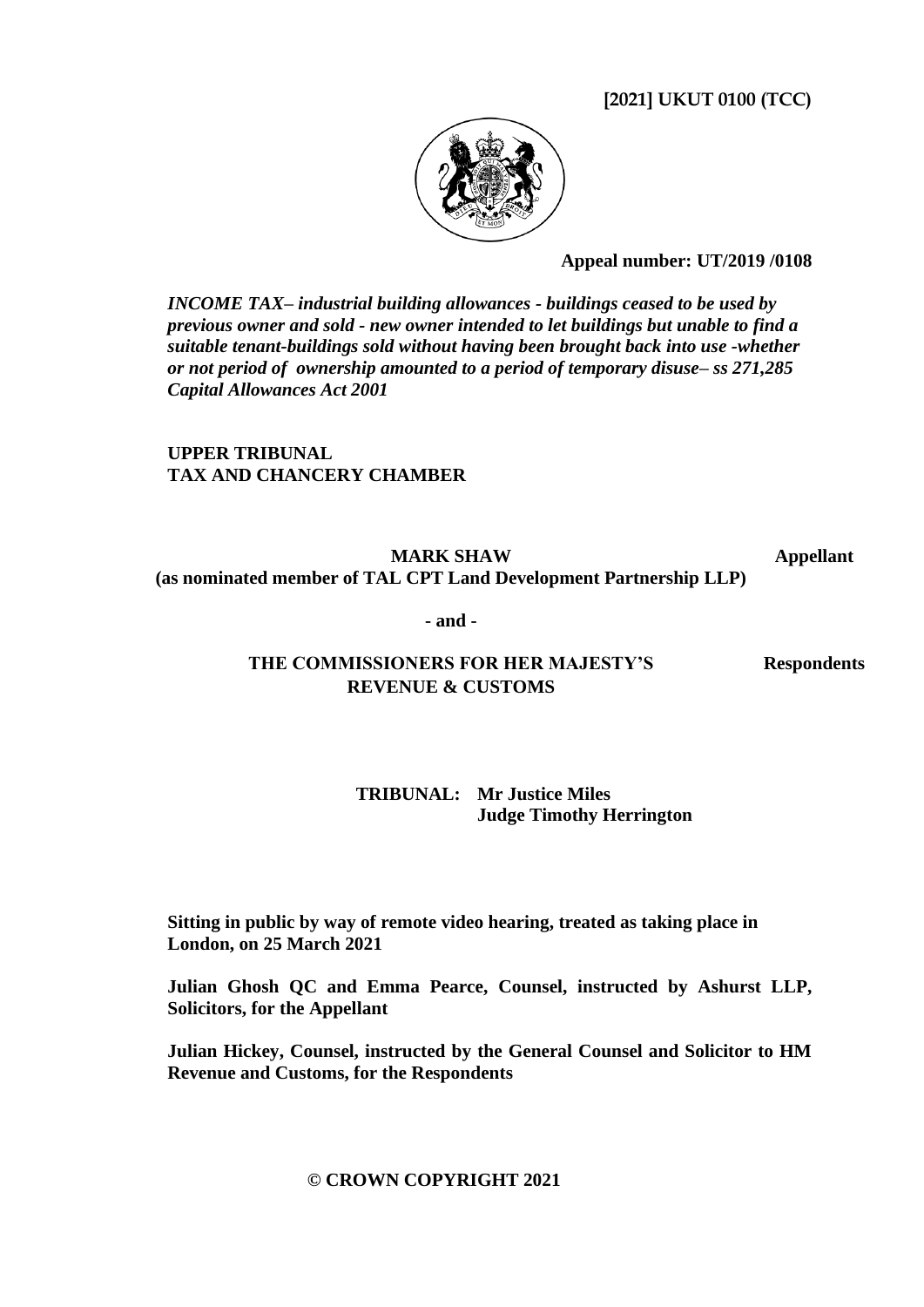**[2021] UKUT 0100 (TCC)**

**Appeal number: UT/2019 /0108**

***INCOME TAX– industrial building allowances - buildings ceased to be used by previous owner and sold - new owner intended to let buildings but unable to find a suitable tenant-buildings sold without having been brought back into use -whether or not period of ownership amounted to a period of temporary disuse– ss 271,285 Capital Allowances Act 2001***

**UPPER TRIBUNAL**
**TAX AND CHANCERY CHAMBER**

**MARK SHAW** **Appellant**
**(as nominated member of TAL CPT Land Development Partnership LLP)**

**- and -**

**THE COMMISSIONERS FOR HER MAJESTY'S REVENUE & CUSTOMS** **Respondents**

**TRIBUNAL: Mr Justice Miles**
**Judge Timothy Herrington**

**Sitting in public by way of remote video hearing, treated as taking place in London, on 25 March 2021**

**Julian Ghosh QC and Emma Pearce, Counsel, instructed by Ashurst LLP, Solicitors, for the Appellant**

**Julian Hickey, Counsel, instructed by the General Counsel and Solicitor to HM Revenue and Customs, for the Respondents**

**© CROWN COPYRIGHT 2021**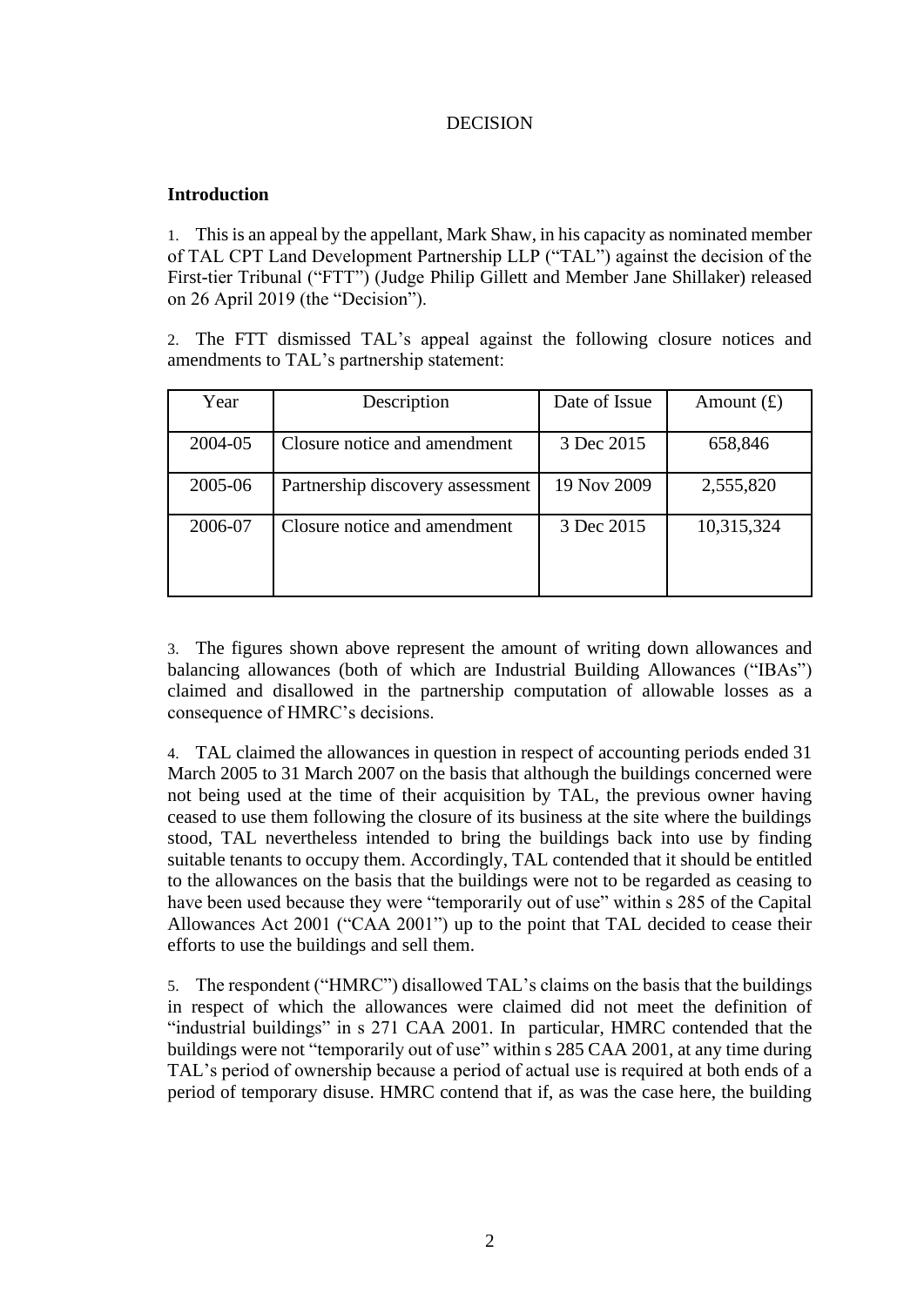DECISION

## Introduction

1. This is an appeal by the appellant, Mark Shaw, in his capacity as nominated member of TAL CPT Land Development Partnership LLP ("TAL") against the decision of the First-tier Tribunal ("FTT") (Judge Philip Gillett and Member Jane Shillaker) released on 26 April 2019 (the "Decision").

2. The FTT dismissed TAL's appeal against the following closure notices and amendments to TAL's partnership statement:

| Year | Description | Date of Issue | Amount (£) |
| --- | --- | --- | --- |
| 2004-05 | Closure notice and amendment | 3 Dec 2015 | 658,846 |
| 2005-06 | Partnership discovery assessment | 19 Nov 2009 | 2,555,820 |
| 2006-07 | Closure notice and amendment | 3 Dec 2015 | 10,315,324 |

3. The figures shown above represent the amount of writing down allowances and balancing allowances (both of which are Industrial Building Allowances ("IBAs") claimed and disallowed in the partnership computation of allowable losses as a consequence of HMRC's decisions.

4. TAL claimed the allowances in question in respect of accounting periods ended 31 March 2005 to 31 March 2007 on the basis that although the buildings concerned were not being used at the time of their acquisition by TAL, the previous owner having ceased to use them following the closure of its business at the site where the buildings stood, TAL nevertheless intended to bring the buildings back into use by finding suitable tenants to occupy them. Accordingly, TAL contended that it should be entitled to the allowances on the basis that the buildings were not to be regarded as ceasing to have been used because they were "temporarily out of use" within s 285 of the Capital Allowances Act 2001 ("CAA 2001") up to the point that TAL decided to cease their efforts to use the buildings and sell them.

5. The respondent ("HMRC") disallowed TAL's claims on the basis that the buildings in respect of which the allowances were claimed did not meet the definition of "industrial buildings" in s 271 CAA 2001. In particular, HMRC contended that the buildings were not "temporarily out of use" within s 285 CAA 2001, at any time during TAL's period of ownership because a period of actual use is required at both ends of a period of temporary disuse. HMRC contend that if, as was the case here, the building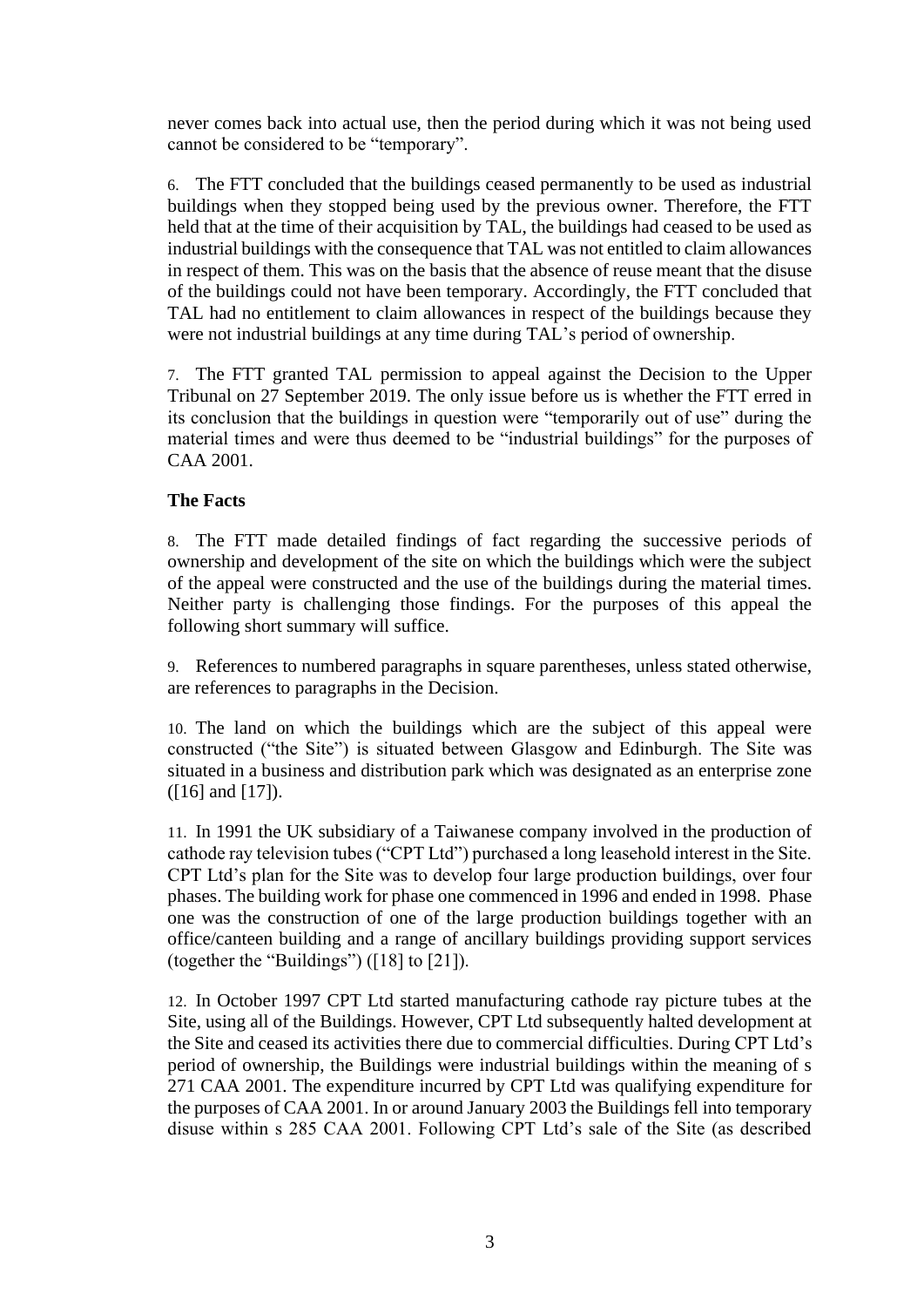never comes back into actual use, then the period during which it was not being used cannot be considered to be "temporary".

6. The FTT concluded that the buildings ceased permanently to be used as industrial buildings when they stopped being used by the previous owner. Therefore, the FTT held that at the time of their acquisition by TAL, the buildings had ceased to be used as industrial buildings with the consequence that TAL was not entitled to claim allowances in respect of them. This was on the basis that the absence of reuse meant that the disuse of the buildings could not have been temporary. Accordingly, the FTT concluded that TAL had no entitlement to claim allowances in respect of the buildings because they were not industrial buildings at any time during TAL's period of ownership.

7. The FTT granted TAL permission to appeal against the Decision to the Upper Tribunal on 27 September 2019. The only issue before us is whether the FTT erred in its conclusion that the buildings in question were "temporarily out of use" during the material times and were thus deemed to be "industrial buildings" for the purposes of CAA 2001.

**The Facts**

8. The FTT made detailed findings of fact regarding the successive periods of ownership and development of the site on which the buildings which were the subject of the appeal were constructed and the use of the buildings during the material times. Neither party is challenging those findings. For the purposes of this appeal the following short summary will suffice.

9. References to numbered paragraphs in square parentheses, unless stated otherwise, are references to paragraphs in the Decision.

10. The land on which the buildings which are the subject of this appeal were constructed ("the Site") is situated between Glasgow and Edinburgh. The Site was situated in a business and distribution park which was designated as an enterprise zone ([16] and [17]).

11. In 1991 the UK subsidiary of a Taiwanese company involved in the production of cathode ray television tubes ("CPT Ltd") purchased a long leasehold interest in the Site. CPT Ltd's plan for the Site was to develop four large production buildings, over four phases. The building work for phase one commenced in 1996 and ended in 1998. Phase one was the construction of one of the large production buildings together with an office/canteen building and a range of ancillary buildings providing support services (together the "Buildings") ([18] to [21]).

12. In October 1997 CPT Ltd started manufacturing cathode ray picture tubes at the Site, using all of the Buildings. However, CPT Ltd subsequently halted development at the Site and ceased its activities there due to commercial difficulties. During CPT Ltd's period of ownership, the Buildings were industrial buildings within the meaning of s 271 CAA 2001. The expenditure incurred by CPT Ltd was qualifying expenditure for the purposes of CAA 2001. In or around January 2003 the Buildings fell into temporary disuse within s 285 CAA 2001. Following CPT Ltd's sale of the Site (as described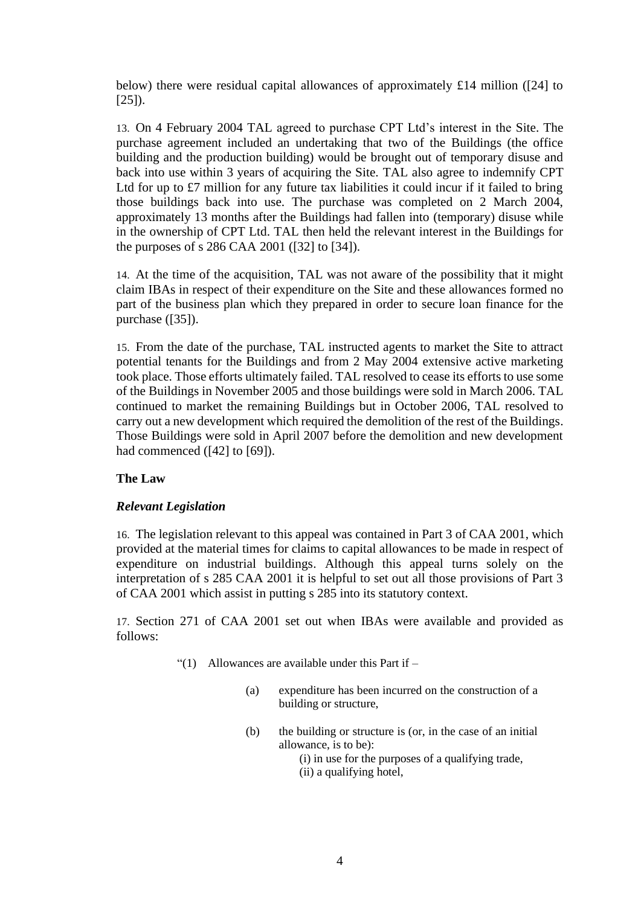below) there were residual capital allowances of approximately £14 million ([24] to [25]).

13. On 4 February 2004 TAL agreed to purchase CPT Ltd's interest in the Site. The purchase agreement included an undertaking that two of the Buildings (the office building and the production building) would be brought out of temporary disuse and back into use within 3 years of acquiring the Site. TAL also agree to indemnify CPT Ltd for up to £7 million for any future tax liabilities it could incur if it failed to bring those buildings back into use. The purchase was completed on 2 March 2004, approximately 13 months after the Buildings had fallen into (temporary) disuse while in the ownership of CPT Ltd. TAL then held the relevant interest in the Buildings for the purposes of s 286 CAA 2001 ([32] to [34]).

14. At the time of the acquisition, TAL was not aware of the possibility that it might claim IBAs in respect of their expenditure on the Site and these allowances formed no part of the business plan which they prepared in order to secure loan finance for the purchase ([35]).

15. From the date of the purchase, TAL instructed agents to market the Site to attract potential tenants for the Buildings and from 2 May 2004 extensive active marketing took place. Those efforts ultimately failed. TAL resolved to cease its efforts to use some of the Buildings in November 2005 and those buildings were sold in March 2006. TAL continued to market the remaining Buildings but in October 2006, TAL resolved to carry out a new development which required the demolition of the rest of the Buildings. Those Buildings were sold in April 2007 before the demolition and new development had commenced ([42] to [69]).

## The Law

### *Relevant Legislation*

16. The legislation relevant to this appeal was contained in Part 3 of CAA 2001, which provided at the material times for claims to capital allowances to be made in respect of expenditure on industrial buildings. Although this appeal turns solely on the interpretation of s 285 CAA 2001 it is helpful to set out all those provisions of Part 3 of CAA 2001 which assist in putting s 285 into its statutory context.

17. Section 271 of CAA 2001 set out when IBAs were available and provided as follows:

> "(1) Allowances are available under this Part if –
>
> (a) expenditure has been incurred on the construction of a building or structure,
>
> (b) the building or structure is (or, in the case of an initial allowance, is to be):
> (i) in use for the purposes of a qualifying trade,
> (ii) a qualifying hotel,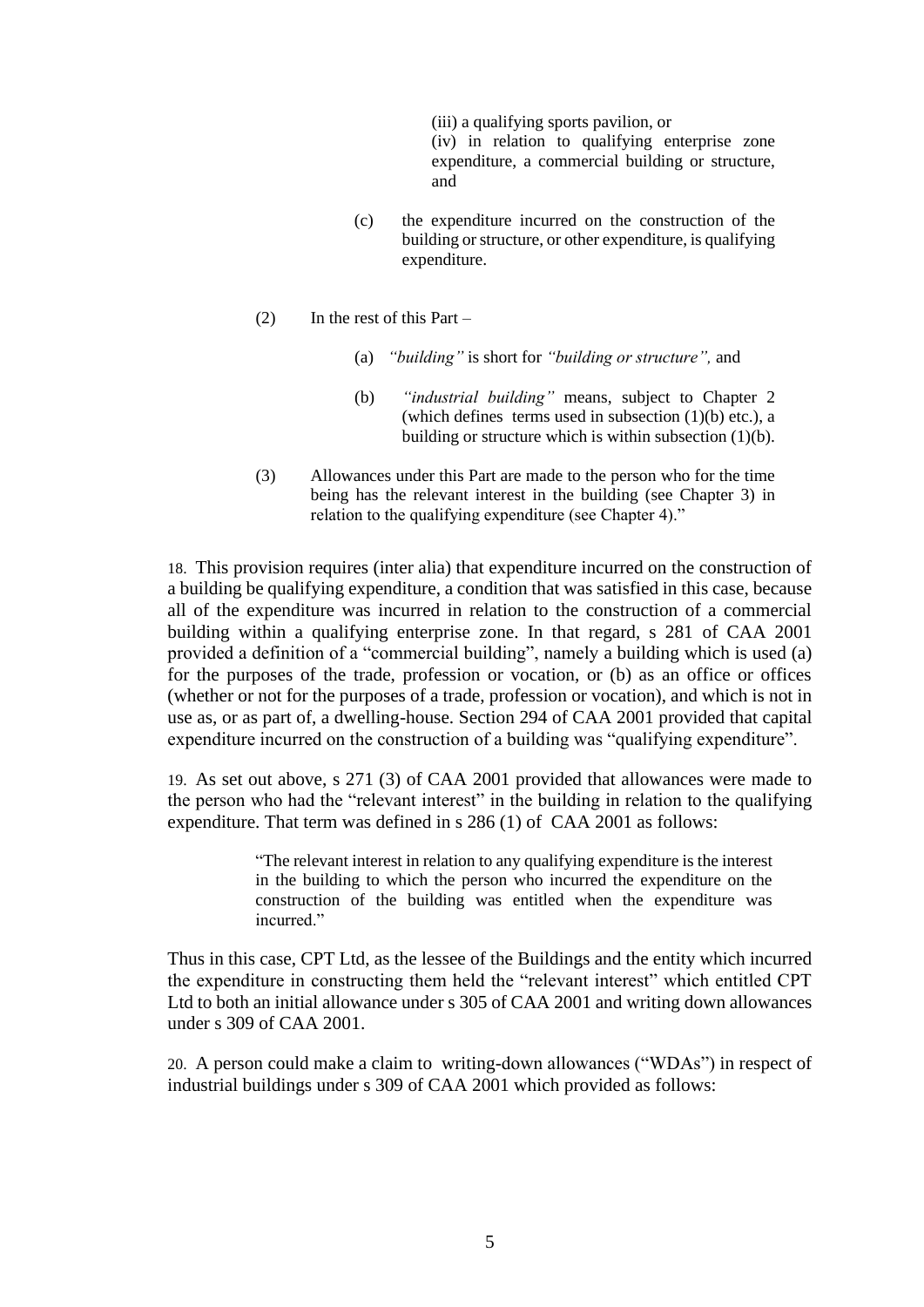> (iii) a qualifying sports pavilion, or
> (iv) in relation to qualifying enterprise zone expenditure, a commercial building or structure, and
>
> (c) the expenditure incurred on the construction of the building or structure, or other expenditure, is qualifying expenditure.
>
> (2) In the rest of this Part –
>
> (a) *"building"* is short for *"building or structure",* and
>
> (b) *"industrial building"* means, subject to Chapter 2 (which defines terms used in subsection (1)(b) etc.), a building or structure which is within subsection (1)(b).
>
> (3) Allowances under this Part are made to the person who for the time being has the relevant interest in the building (see Chapter 3) in relation to the qualifying expenditure (see Chapter 4)."

18. This provision requires (inter alia) that expenditure incurred on the construction of a building be qualifying expenditure, a condition that was satisfied in this case, because all of the expenditure was incurred in relation to the construction of a commercial building within a qualifying enterprise zone. In that regard, s 281 of CAA 2001 provided a definition of a "commercial building", namely a building which is used (a) for the purposes of the trade, profession or vocation, or (b) as an office or offices (whether or not for the purposes of a trade, profession or vocation), and which is not in use as, or as part of, a dwelling-house. Section 294 of CAA 2001 provided that capital expenditure incurred on the construction of a building was "qualifying expenditure".

19. As set out above, s 271 (3) of CAA 2001 provided that allowances were made to the person who had the "relevant interest" in the building in relation to the qualifying expenditure. That term was defined in s 286 (1) of CAA 2001 as follows:

> "The relevant interest in relation to any qualifying expenditure is the interest in the building to which the person who incurred the expenditure on the construction of the building was entitled when the expenditure was incurred."

Thus in this case, CPT Ltd, as the lessee of the Buildings and the entity which incurred the expenditure in constructing them held the "relevant interest" which entitled CPT Ltd to both an initial allowance under s 305 of CAA 2001 and writing down allowances under s 309 of CAA 2001.

20. A person could make a claim to writing-down allowances ("WDAs") in respect of industrial buildings under s 309 of CAA 2001 which provided as follows: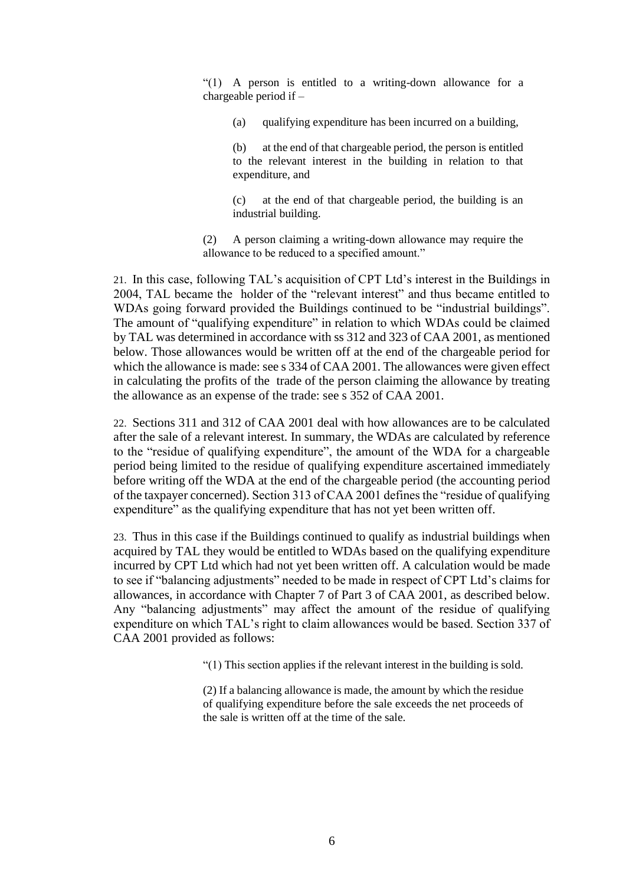> "(1) A person is entitled to a writing-down allowance for a chargeable period if –
>
> (a) qualifying expenditure has been incurred on a building,
>
> (b) at the end of that chargeable period, the person is entitled to the relevant interest in the building in relation to that expenditure, and
>
> (c) at the end of that chargeable period, the building is an industrial building.
>
> (2) A person claiming a writing-down allowance may require the allowance to be reduced to a specified amount."

21. In this case, following TAL's acquisition of CPT Ltd's interest in the Buildings in 2004, TAL became the holder of the "relevant interest" and thus became entitled to WDAs going forward provided the Buildings continued to be "industrial buildings". The amount of "qualifying expenditure" in relation to which WDAs could be claimed by TAL was determined in accordance with ss 312 and 323 of CAA 2001, as mentioned below. Those allowances would be written off at the end of the chargeable period for which the allowance is made: see s 334 of CAA 2001. The allowances were given effect in calculating the profits of the trade of the person claiming the allowance by treating the allowance as an expense of the trade: see s 352 of CAA 2001.

22. Sections 311 and 312 of CAA 2001 deal with how allowances are to be calculated after the sale of a relevant interest. In summary, the WDAs are calculated by reference to the "residue of qualifying expenditure", the amount of the WDA for a chargeable period being limited to the residue of qualifying expenditure ascertained immediately before writing off the WDA at the end of the chargeable period (the accounting period of the taxpayer concerned). Section 313 of CAA 2001 defines the "residue of qualifying expenditure" as the qualifying expenditure that has not yet been written off.

23. Thus in this case if the Buildings continued to qualify as industrial buildings when acquired by TAL they would be entitled to WDAs based on the qualifying expenditure incurred by CPT Ltd which had not yet been written off. A calculation would be made to see if "balancing adjustments" needed to be made in respect of CPT Ltd's claims for allowances, in accordance with Chapter 7 of Part 3 of CAA 2001, as described below. Any "balancing adjustments" may affect the amount of the residue of qualifying expenditure on which TAL's right to claim allowances would be based. Section 337 of CAA 2001 provided as follows:

> "(1) This section applies if the relevant interest in the building is sold.
>
> (2) If a balancing allowance is made, the amount by which the residue of qualifying expenditure before the sale exceeds the net proceeds of the sale is written off at the time of the sale.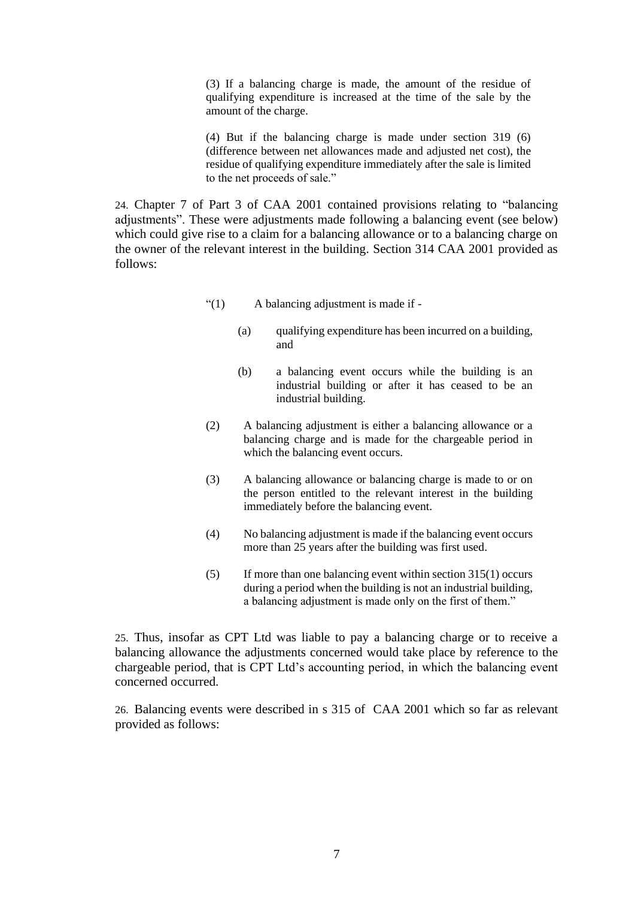> (3) If a balancing charge is made, the amount of the residue of qualifying expenditure is increased at the time of the sale by the amount of the charge.
>
> (4) But if the balancing charge is made under section 319 (6) (difference between net allowances made and adjusted net cost), the residue of qualifying expenditure immediately after the sale is limited to the net proceeds of sale."

24. Chapter 7 of Part 3 of CAA 2001 contained provisions relating to "balancing adjustments". These were adjustments made following a balancing event (see below) which could give rise to a claim for a balancing allowance or to a balancing charge on the owner of the relevant interest in the building. Section 314 CAA 2001 provided as follows:

> "(1) A balancing adjustment is made if -
>
> (a) qualifying expenditure has been incurred on a building, and
>
> (b) a balancing event occurs while the building is an industrial building or after it has ceased to be an industrial building.
>
> (2) A balancing adjustment is either a balancing allowance or a balancing charge and is made for the chargeable period in which the balancing event occurs.
>
> (3) A balancing allowance or balancing charge is made to or on the person entitled to the relevant interest in the building immediately before the balancing event.
>
> (4) No balancing adjustment is made if the balancing event occurs more than 25 years after the building was first used.
>
> (5) If more than one balancing event within section 315(1) occurs during a period when the building is not an industrial building, a balancing adjustment is made only on the first of them."

25. Thus, insofar as CPT Ltd was liable to pay a balancing charge or to receive a balancing allowance the adjustments concerned would take place by reference to the chargeable period, that is CPT Ltd's accounting period, in which the balancing event concerned occurred.

26. Balancing events were described in s 315 of CAA 2001 which so far as relevant provided as follows: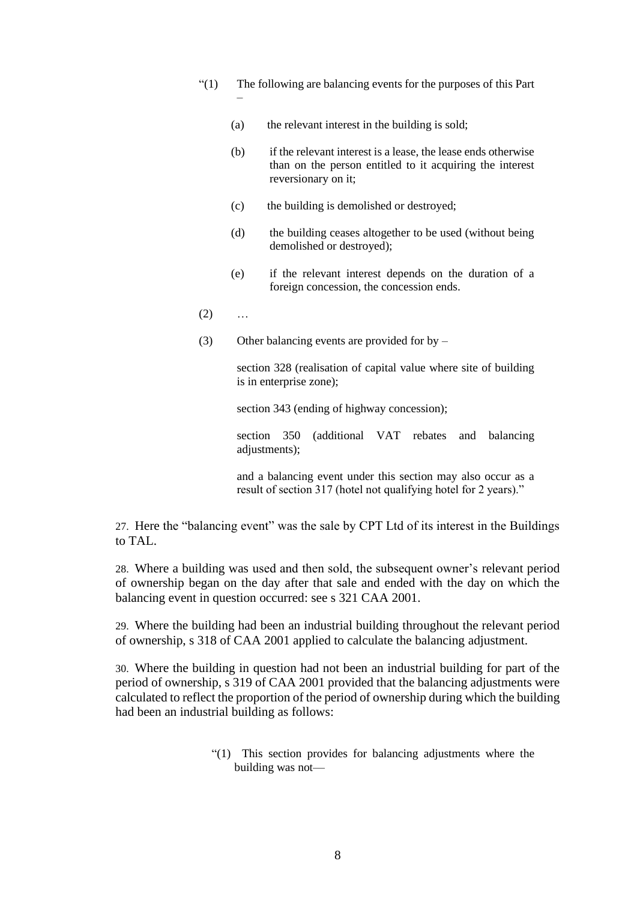> "(1) The following are balancing events for the purposes of this Part –
>
> (a) the relevant interest in the building is sold;
>
> (b) if the relevant interest is a lease, the lease ends otherwise than on the person entitled to it acquiring the interest reversionary on it;
>
> (c) the building is demolished or destroyed;
>
> (d) the building ceases altogether to be used (without being demolished or destroyed);
>
> (e) if the relevant interest depends on the duration of a foreign concession, the concession ends.
>
> (2) …
>
> (3) Other balancing events are provided for by –
>
> section 328 (realisation of capital value where site of building is in enterprise zone);
>
> section 343 (ending of highway concession);
>
> section 350 (additional VAT rebates and balancing adjustments);
>
> and a balancing event under this section may also occur as a result of section 317 (hotel not qualifying hotel for 2 years)."

27. Here the "balancing event" was the sale by CPT Ltd of its interest in the Buildings to TAL.

28. Where a building was used and then sold, the subsequent owner's relevant period of ownership began on the day after that sale and ended with the day on which the balancing event in question occurred: see s 321 CAA 2001.

29. Where the building had been an industrial building throughout the relevant period of ownership, s 318 of CAA 2001 applied to calculate the balancing adjustment.

30. Where the building in question had not been an industrial building for part of the period of ownership, s 319 of CAA 2001 provided that the balancing adjustments were calculated to reflect the proportion of the period of ownership during which the building had been an industrial building as follows:

> "(1) This section provides for balancing adjustments where the building was not—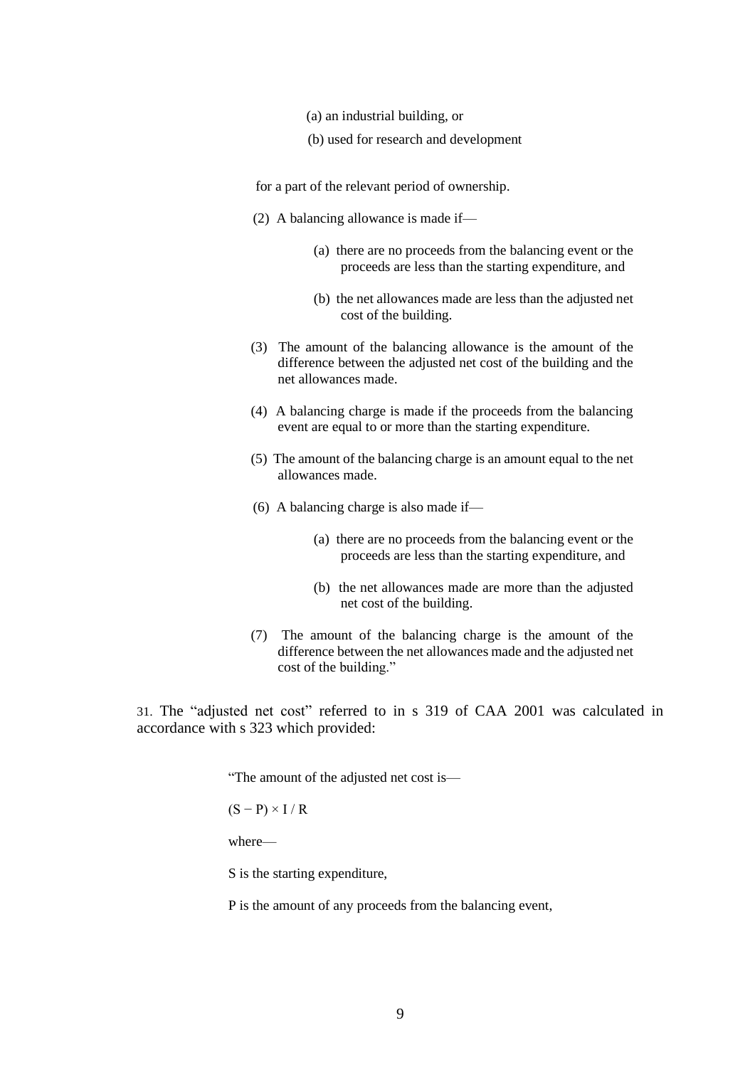(a) an industrial building, or

(b) used for research and development

for a part of the relevant period of ownership.

(2) A balancing allowance is made if—

(a) there are no proceeds from the balancing event or the proceeds are less than the starting expenditure, and

(b) the net allowances made are less than the adjusted net cost of the building.

(3) The amount of the balancing allowance is the amount of the difference between the adjusted net cost of the building and the net allowances made.

(4) A balancing charge is made if the proceeds from the balancing event are equal to or more than the starting expenditure.

(5) The amount of the balancing charge is an amount equal to the net allowances made.

(6) A balancing charge is also made if—

(a) there are no proceeds from the balancing event or the proceeds are less than the starting expenditure, and

(b) the net allowances made are more than the adjusted net cost of the building.

(7) The amount of the balancing charge is the amount of the difference between the net allowances made and the adjusted net cost of the building."

31. The "adjusted net cost" referred to in s 319 of CAA 2001 was calculated in accordance with s 323 which provided:

"The amount of the adjusted net cost is—

$(S - P) \times I / R$

where—

S is the starting expenditure,

P is the amount of any proceeds from the balancing event,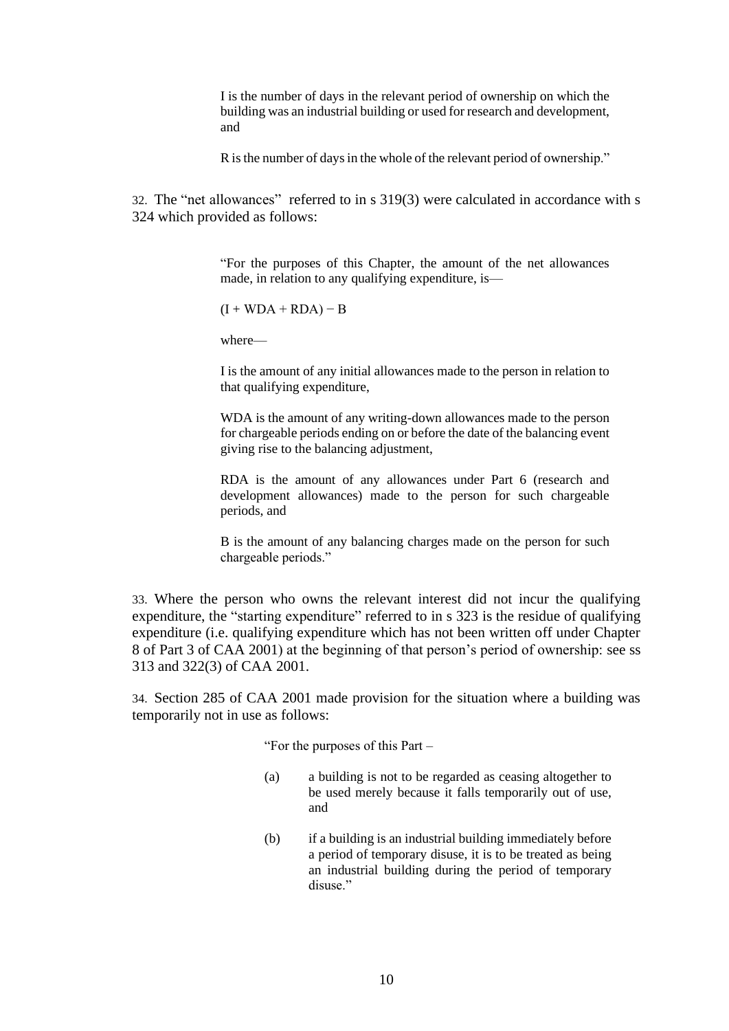> I is the number of days in the relevant period of ownership on which the building was an industrial building or used for research and development, and
>
> R is the number of days in the whole of the relevant period of ownership."

32. The "net allowances" referred to in s 319(3) were calculated in accordance with s 324 which provided as follows:

> "For the purposes of this Chapter, the amount of the net allowances made, in relation to any qualifying expenditure, is—
>
> $(I + WDA + RDA) - B$
>
> where—
>
> I is the amount of any initial allowances made to the person in relation to that qualifying expenditure,
>
> WDA is the amount of any writing-down allowances made to the person for chargeable periods ending on or before the date of the balancing event giving rise to the balancing adjustment,
>
> RDA is the amount of any allowances under Part 6 (research and development allowances) made to the person for such chargeable periods, and
>
> B is the amount of any balancing charges made on the person for such chargeable periods."

33. Where the person who owns the relevant interest did not incur the qualifying expenditure, the "starting expenditure" referred to in s 323 is the residue of qualifying expenditure (i.e. qualifying expenditure which has not been written off under Chapter 8 of Part 3 of CAA 2001) at the beginning of that person's period of ownership: see ss 313 and 322(3) of CAA 2001.

34. Section 285 of CAA 2001 made provision for the situation where a building was temporarily not in use as follows:

> "For the purposes of this Part –
>
> (a) a building is not to be regarded as ceasing altogether to be used merely because it falls temporarily out of use, and
>
> (b) if a building is an industrial building immediately before a period of temporary disuse, it is to be treated as being an industrial building during the period of temporary disuse."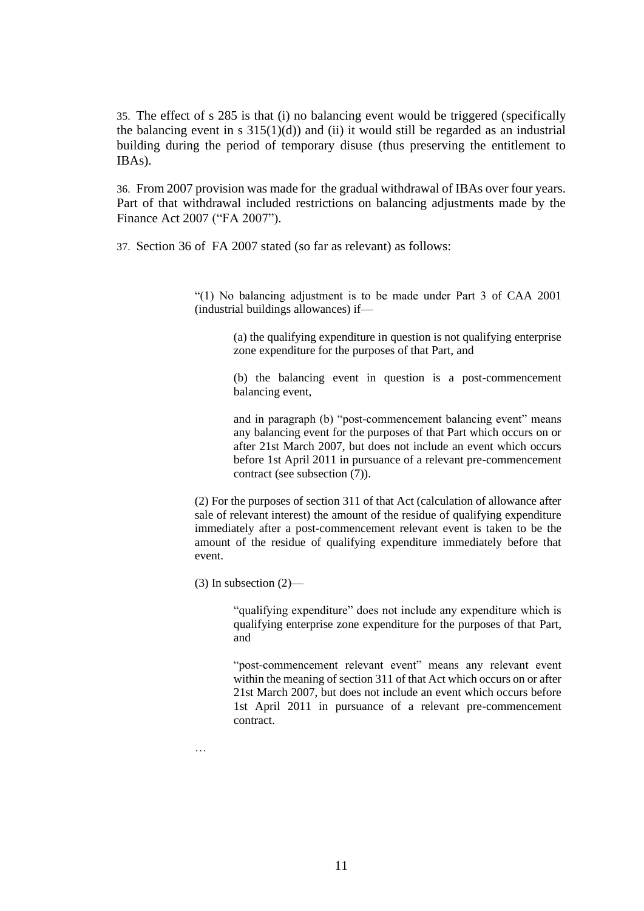35. The effect of s 285 is that (i) no balancing event would be triggered (specifically the balancing event in s 315(1)(d)) and (ii) it would still be regarded as an industrial building during the period of temporary disuse (thus preserving the entitlement to IBAs).

36. From 2007 provision was made for the gradual withdrawal of IBAs over four years. Part of that withdrawal included restrictions on balancing adjustments made by the Finance Act 2007 ("FA 2007").

37. Section 36 of FA 2007 stated (so far as relevant) as follows:

> "(1) No balancing adjustment is to be made under Part 3 of CAA 2001 (industrial buildings allowances) if—
>
> > (a) the qualifying expenditure in question is not qualifying enterprise zone expenditure for the purposes of that Part, and
> >
> > (b) the balancing event in question is a post-commencement balancing event,
> >
> > and in paragraph (b) "post-commencement balancing event" means any balancing event for the purposes of that Part which occurs on or after 21st March 2007, but does not include an event which occurs before 1st April 2011 in pursuance of a relevant pre-commencement contract (see subsection (7)).
>
> (2) For the purposes of section 311 of that Act (calculation of allowance after sale of relevant interest) the amount of the residue of qualifying expenditure immediately after a post-commencement relevant event is taken to be the amount of the residue of qualifying expenditure immediately before that event.
>
> (3) In subsection (2)—
>
> > "qualifying expenditure" does not include any expenditure which is qualifying enterprise zone expenditure for the purposes of that Part, and
> >
> > "post-commencement relevant event" means any relevant event within the meaning of section 311 of that Act which occurs on or after 21st March 2007, but does not include an event which occurs before 1st April 2011 in pursuance of a relevant pre-commencement contract.
>
> …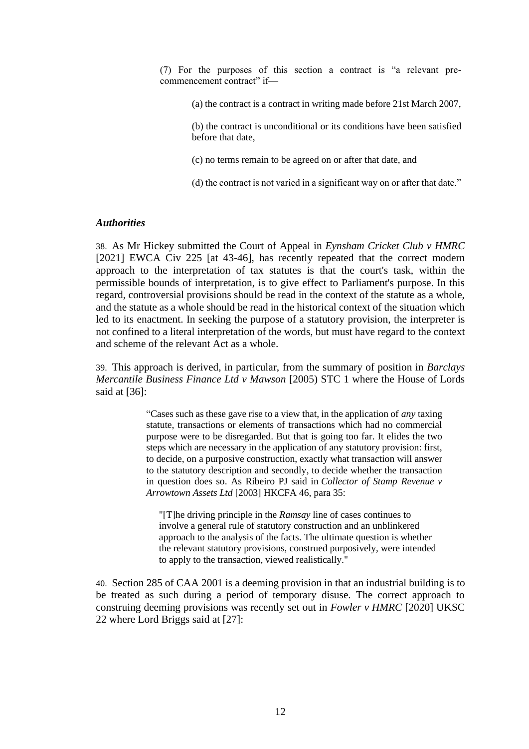> (7) For the purposes of this section a contract is "a relevant pre-commencement contract" if—
>
> > (a) the contract is a contract in writing made before 21st March 2007,
> >
> > (b) the contract is unconditional or its conditions have been satisfied before that date,
> >
> > (c) no terms remain to be agreed on or after that date, and
> >
> > (d) the contract is not varied in a significant way on or after that date."

### *Authorities*

38. As Mr Hickey submitted the Court of Appeal in *Eynsham Cricket Club v HMRC* [2021] EWCA Civ 225 [at 43-46], has recently repeated that the correct modern approach to the interpretation of tax statutes is that the court's task, within the permissible bounds of interpretation, is to give effect to Parliament's purpose. In this regard, controversial provisions should be read in the context of the statute as a whole, and the statute as a whole should be read in the historical context of the situation which led to its enactment. In seeking the purpose of a statutory provision, the interpreter is not confined to a literal interpretation of the words, but must have regard to the context and scheme of the relevant Act as a whole.

39. This approach is derived, in particular, from the summary of position in *Barclays Mercantile Business Finance Ltd v Mawson* [2005) STC 1 where the House of Lords said at [36]:

> "Cases such as these gave rise to a view that, in the application of *any* taxing statute, transactions or elements of transactions which had no commercial purpose were to be disregarded. But that is going too far. It elides the two steps which are necessary in the application of any statutory provision: first, to decide, on a purposive construction, exactly what transaction will answer to the statutory description and secondly, to decide whether the transaction in question does so. As Ribeiro PJ said in *Collector of Stamp Revenue v Arrowtown Assets Ltd* [2003] HKCFA 46, para 35:
>
> > "[T]he driving principle in the *Ramsay* line of cases continues to involve a general rule of statutory construction and an unblinkered approach to the analysis of the facts. The ultimate question is whether the relevant statutory provisions, construed purposively, were intended to apply to the transaction, viewed realistically."

40. Section 285 of CAA 2001 is a deeming provision in that an industrial building is to be treated as such during a period of temporary disuse. The correct approach to construing deeming provisions was recently set out in *Fowler v HMRC* [2020] UKSC 22 where Lord Briggs said at [27]: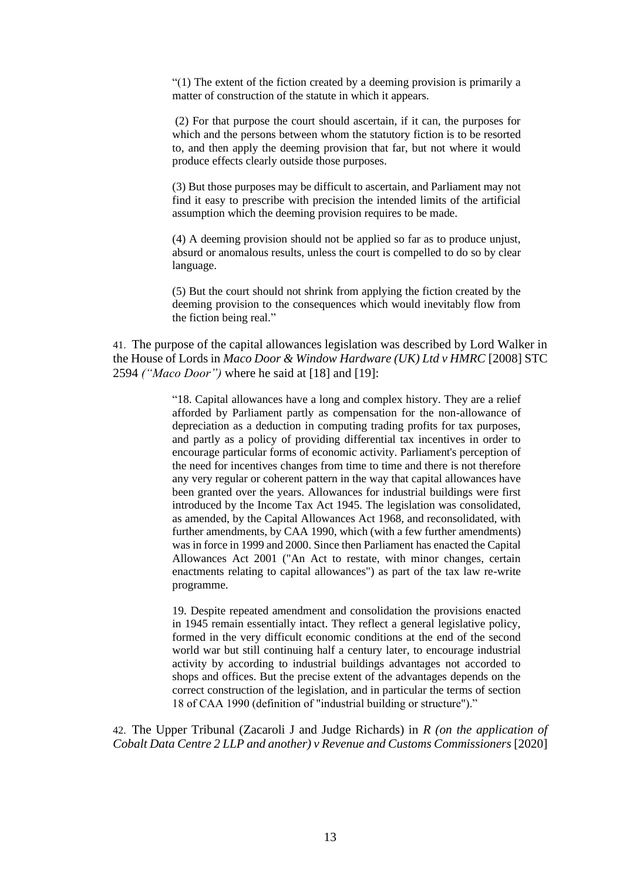> "(1) The extent of the fiction created by a deeming provision is primarily a matter of construction of the statute in which it appears.
>
> (2) For that purpose the court should ascertain, if it can, the purposes for which and the persons between whom the statutory fiction is to be resorted to, and then apply the deeming provision that far, but not where it would produce effects clearly outside those purposes.
>
> (3) But those purposes may be difficult to ascertain, and Parliament may not find it easy to prescribe with precision the intended limits of the artificial assumption which the deeming provision requires to be made.
>
> (4) A deeming provision should not be applied so far as to produce unjust, absurd or anomalous results, unless the court is compelled to do so by clear language.
>
> (5) But the court should not shrink from applying the fiction created by the deeming provision to the consequences which would inevitably flow from the fiction being real."

41. The purpose of the capital allowances legislation was described by Lord Walker in the House of Lords in *Maco Door & Window Hardware (UK) Ltd v HMRC* [2008] STC 2594 *("Maco Door")* where he said at [18] and [19]:

> "18. Capital allowances have a long and complex history. They are a relief afforded by Parliament partly as compensation for the non-allowance of depreciation as a deduction in computing trading profits for tax purposes, and partly as a policy of providing differential tax incentives in order to encourage particular forms of economic activity. Parliament's perception of the need for incentives changes from time to time and there is not therefore any very regular or coherent pattern in the way that capital allowances have been granted over the years. Allowances for industrial buildings were first introduced by the Income Tax Act 1945. The legislation was consolidated, as amended, by the Capital Allowances Act 1968, and reconsolidated, with further amendments, by CAA 1990, which (with a few further amendments) was in force in 1999 and 2000. Since then Parliament has enacted the Capital Allowances Act 2001 ("An Act to restate, with minor changes, certain enactments relating to capital allowances") as part of the tax law re-write programme.
>
> 19. Despite repeated amendment and consolidation the provisions enacted in 1945 remain essentially intact. They reflect a general legislative policy, formed in the very difficult economic conditions at the end of the second world war but still continuing half a century later, to encourage industrial activity by according to industrial buildings advantages not accorded to shops and offices. But the precise extent of the advantages depends on the correct construction of the legislation, and in particular the terms of section 18 of CAA 1990 (definition of "industrial building or structure")."

42. The Upper Tribunal (Zacaroli J and Judge Richards) in *R (on the application of Cobalt Data Centre 2 LLP and another) v Revenue and Customs Commissioners* [2020]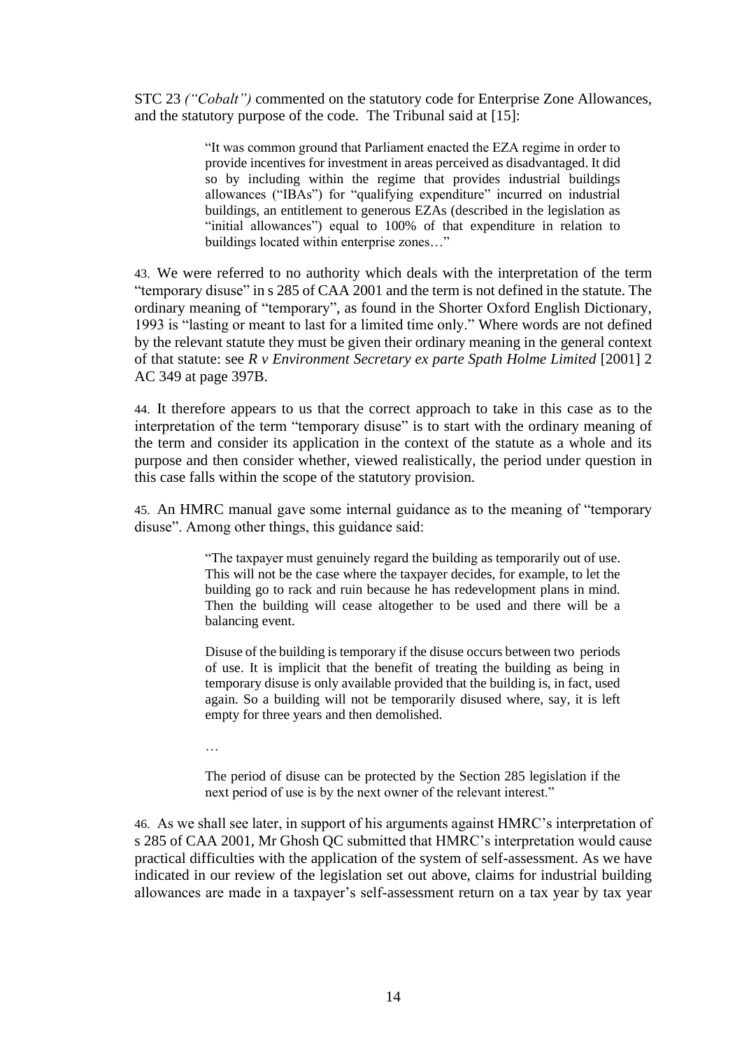STC 23 *("Cobalt")* commented on the statutory code for Enterprise Zone Allowances, and the statutory purpose of the code. The Tribunal said at [15]:

> "It was common ground that Parliament enacted the EZA regime in order to provide incentives for investment in areas perceived as disadvantaged. It did so by including within the regime that provides industrial buildings allowances ("IBAs") for "qualifying expenditure" incurred on industrial buildings, an entitlement to generous EZAs (described in the legislation as "initial allowances") equal to 100% of that expenditure in relation to buildings located within enterprise zones…"

43. We were referred to no authority which deals with the interpretation of the term "temporary disuse" in s 285 of CAA 2001 and the term is not defined in the statute. The ordinary meaning of "temporary", as found in the Shorter Oxford English Dictionary, 1993 is "lasting or meant to last for a limited time only." Where words are not defined by the relevant statute they must be given their ordinary meaning in the general context of that statute: see *R v Environment Secretary ex parte Spath Holme Limited* [2001] 2 AC 349 at page 397B.

44. It therefore appears to us that the correct approach to take in this case as to the interpretation of the term "temporary disuse" is to start with the ordinary meaning of the term and consider its application in the context of the statute as a whole and its purpose and then consider whether, viewed realistically, the period under question in this case falls within the scope of the statutory provision.

45. An HMRC manual gave some internal guidance as to the meaning of "temporary disuse". Among other things, this guidance said:

> "The taxpayer must genuinely regard the building as temporarily out of use. This will not be the case where the taxpayer decides, for example, to let the building go to rack and ruin because he has redevelopment plans in mind. Then the building will cease altogether to be used and there will be a balancing event.
>
> Disuse of the building is temporary if the disuse occurs between two periods of use. It is implicit that the benefit of treating the building as being in temporary disuse is only available provided that the building is, in fact, used again. So a building will not be temporarily disused where, say, it is left empty for three years and then demolished.
>
> …
>
> The period of disuse can be protected by the Section 285 legislation if the next period of use is by the next owner of the relevant interest."

46. As we shall see later, in support of his arguments against HMRC's interpretation of s 285 of CAA 2001, Mr Ghosh QC submitted that HMRC's interpretation would cause practical difficulties with the application of the system of self-assessment. As we have indicated in our review of the legislation set out above, claims for industrial building allowances are made in a taxpayer's self-assessment return on a tax year by tax year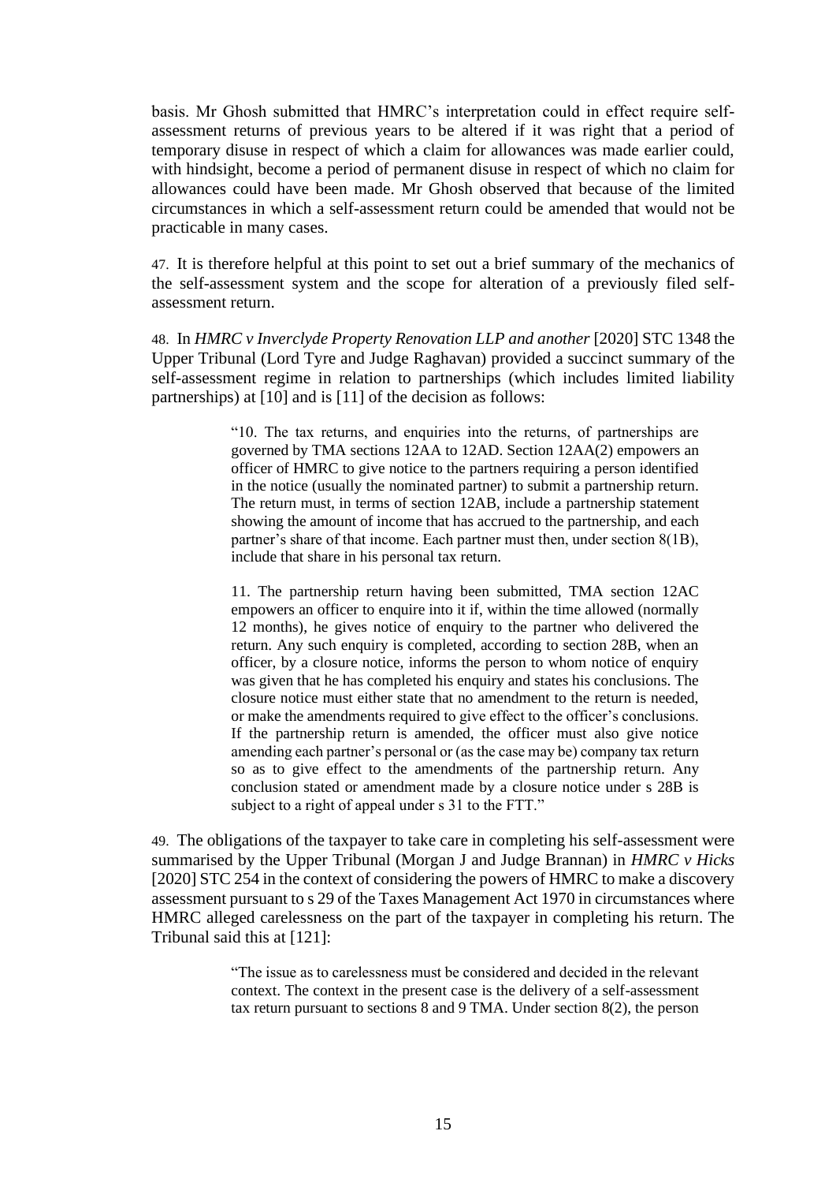basis. Mr Ghosh submitted that HMRC's interpretation could in effect require self-assessment returns of previous years to be altered if it was right that a period of temporary disuse in respect of which a claim for allowances was made earlier could, with hindsight, become a period of permanent disuse in respect of which no claim for allowances could have been made. Mr Ghosh observed that because of the limited circumstances in which a self-assessment return could be amended that would not be practicable in many cases.

47. It is therefore helpful at this point to set out a brief summary of the mechanics of the self-assessment system and the scope for alteration of a previously filed self-assessment return.

48. In *HMRC v Inverclyde Property Renovation LLP and another* [2020] STC 1348 the Upper Tribunal (Lord Tyre and Judge Raghavan) provided a succinct summary of the self-assessment regime in relation to partnerships (which includes limited liability partnerships) at [10] and is [11] of the decision as follows:

> "10. The tax returns, and enquiries into the returns, of partnerships are governed by TMA sections 12AA to 12AD. Section 12AA(2) empowers an officer of HMRC to give notice to the partners requiring a person identified in the notice (usually the nominated partner) to submit a partnership return. The return must, in terms of section 12AB, include a partnership statement showing the amount of income that has accrued to the partnership, and each partner's share of that income. Each partner must then, under section 8(1B), include that share in his personal tax return.
>
> 11. The partnership return having been submitted, TMA section 12AC empowers an officer to enquire into it if, within the time allowed (normally 12 months), he gives notice of enquiry to the partner who delivered the return. Any such enquiry is completed, according to section 28B, when an officer, by a closure notice, informs the person to whom notice of enquiry was given that he has completed his enquiry and states his conclusions. The closure notice must either state that no amendment to the return is needed, or make the amendments required to give effect to the officer's conclusions. If the partnership return is amended, the officer must also give notice amending each partner's personal or (as the case may be) company tax return so as to give effect to the amendments of the partnership return. Any conclusion stated or amendment made by a closure notice under s 28B is subject to a right of appeal under s 31 to the FTT."

49. The obligations of the taxpayer to take care in completing his self-assessment were summarised by the Upper Tribunal (Morgan J and Judge Brannan) in *HMRC v Hicks* [2020] STC 254 in the context of considering the powers of HMRC to make a discovery assessment pursuant to s 29 of the Taxes Management Act 1970 in circumstances where HMRC alleged carelessness on the part of the taxpayer in completing his return. The Tribunal said this at [121]:

> "The issue as to carelessness must be considered and decided in the relevant context. The context in the present case is the delivery of a self-assessment tax return pursuant to sections 8 and 9 TMA. Under section 8(2), the person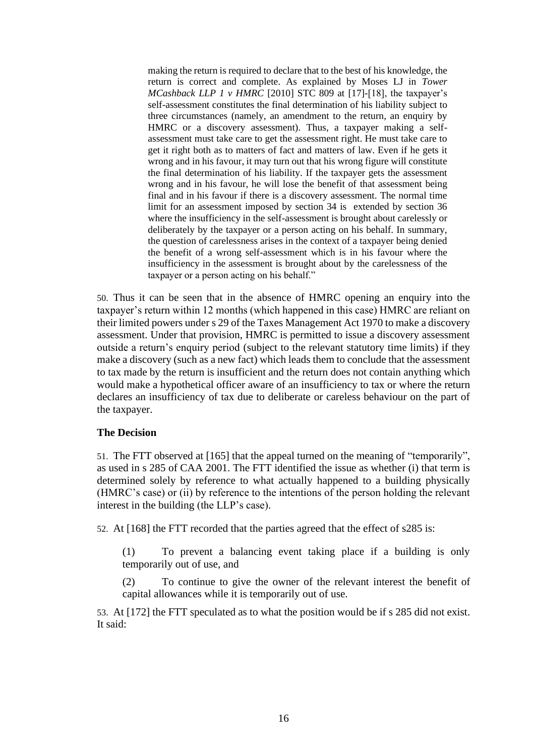> making the return is required to declare that to the best of his knowledge, the return is correct and complete. As explained by Moses LJ in *Tower MCashback LLP 1 v HMRC* [2010] STC 809 at [17]-[18], the taxpayer's self-assessment constitutes the final determination of his liability subject to three circumstances (namely, an amendment to the return, an enquiry by HMRC or a discovery assessment). Thus, a taxpayer making a self-assessment must take care to get the assessment right. He must take care to get it right both as to matters of fact and matters of law. Even if he gets it wrong and in his favour, it may turn out that his wrong figure will constitute the final determination of his liability. If the taxpayer gets the assessment wrong and in his favour, he will lose the benefit of that assessment being final and in his favour if there is a discovery assessment. The normal time limit for an assessment imposed by section 34 is extended by section 36 where the insufficiency in the self-assessment is brought about carelessly or deliberately by the taxpayer or a person acting on his behalf. In summary, the question of carelessness arises in the context of a taxpayer being denied the benefit of a wrong self-assessment which is in his favour where the insufficiency in the assessment is brought about by the carelessness of the taxpayer or a person acting on his behalf."

50. Thus it can be seen that in the absence of HMRC opening an enquiry into the taxpayer's return within 12 months (which happened in this case) HMRC are reliant on their limited powers under s 29 of the Taxes Management Act 1970 to make a discovery assessment. Under that provision, HMRC is permitted to issue a discovery assessment outside a return's enquiry period (subject to the relevant statutory time limits) if they make a discovery (such as a new fact) which leads them to conclude that the assessment to tax made by the return is insufficient and the return does not contain anything which would make a hypothetical officer aware of an insufficiency to tax or where the return declares an insufficiency of tax due to deliberate or careless behaviour on the part of the taxpayer.

**The Decision**

51. The FTT observed at [165] that the appeal turned on the meaning of "temporarily", as used in s 285 of CAA 2001. The FTT identified the issue as whether (i) that term is determined solely by reference to what actually happened to a building physically (HMRC's case) or (ii) by reference to the intentions of the person holding the relevant interest in the building (the LLP's case).

52. At [168] the FTT recorded that the parties agreed that the effect of s285 is:

> (1) To prevent a balancing event taking place if a building is only temporarily out of use, and
>
> (2) To continue to give the owner of the relevant interest the benefit of capital allowances while it is temporarily out of use.

53. At [172] the FTT speculated as to what the position would be if s 285 did not exist. It said: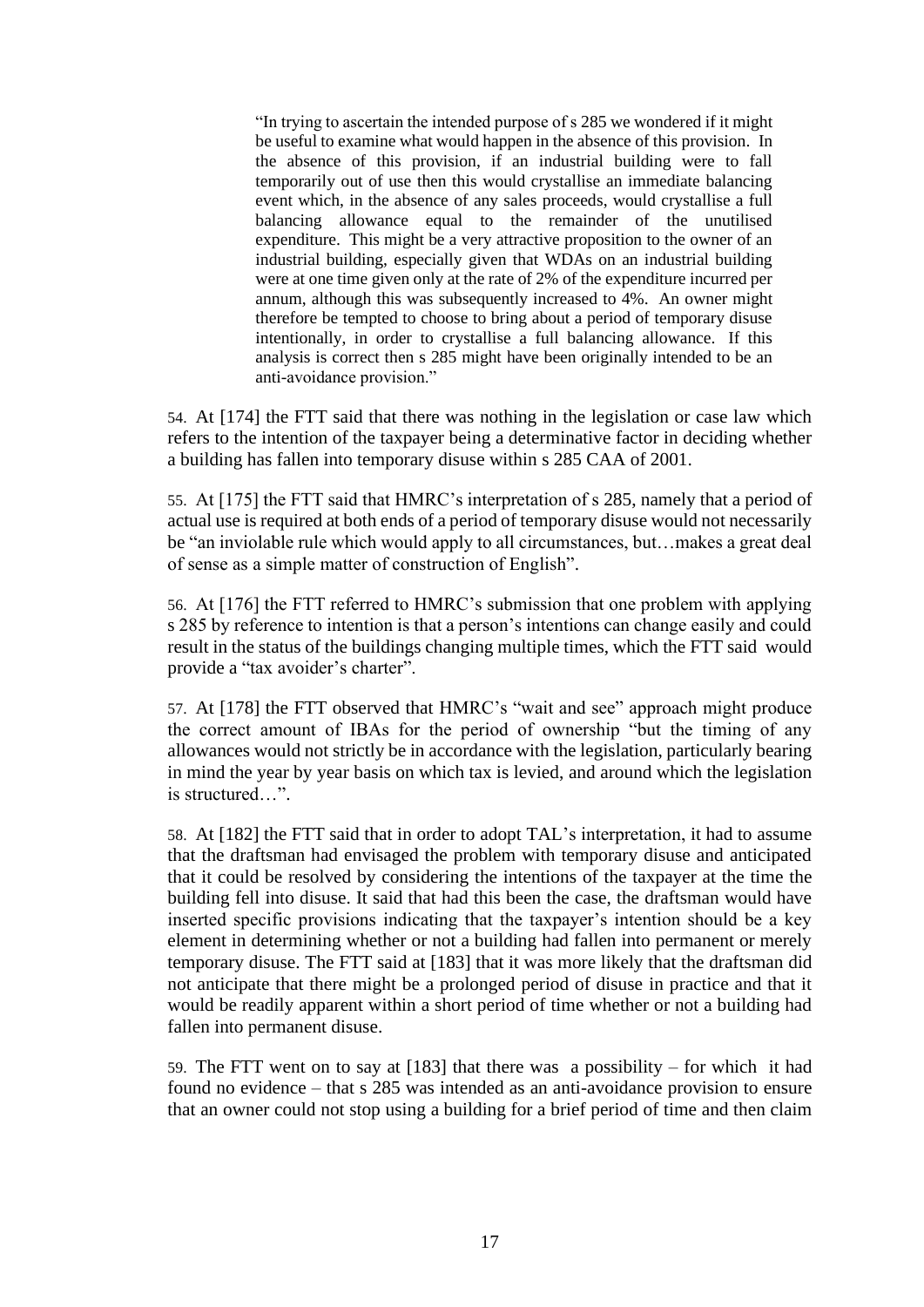> "In trying to ascertain the intended purpose of s 285 we wondered if it might be useful to examine what would happen in the absence of this provision. In the absence of this provision, if an industrial building were to fall temporarily out of use then this would crystallise an immediate balancing event which, in the absence of any sales proceeds, would crystallise a full balancing allowance equal to the remainder of the unutilised expenditure. This might be a very attractive proposition to the owner of an industrial building, especially given that WDAs on an industrial building were at one time given only at the rate of 2% of the expenditure incurred per annum, although this was subsequently increased to 4%. An owner might therefore be tempted to choose to bring about a period of temporary disuse intentionally, in order to crystallise a full balancing allowance. If this analysis is correct then s 285 might have been originally intended to be an anti-avoidance provision."

54. At [174] the FTT said that there was nothing in the legislation or case law which refers to the intention of the taxpayer being a determinative factor in deciding whether a building has fallen into temporary disuse within s 285 CAA of 2001.

55. At [175] the FTT said that HMRC's interpretation of s 285, namely that a period of actual use is required at both ends of a period of temporary disuse would not necessarily be "an inviolable rule which would apply to all circumstances, but…makes a great deal of sense as a simple matter of construction of English".

56. At [176] the FTT referred to HMRC's submission that one problem with applying s 285 by reference to intention is that a person's intentions can change easily and could result in the status of the buildings changing multiple times, which the FTT said would provide a "tax avoider's charter".

57. At [178] the FTT observed that HMRC's "wait and see" approach might produce the correct amount of IBAs for the period of ownership "but the timing of any allowances would not strictly be in accordance with the legislation, particularly bearing in mind the year by year basis on which tax is levied, and around which the legislation is structured…".

58. At [182] the FTT said that in order to adopt TAL's interpretation, it had to assume that the draftsman had envisaged the problem with temporary disuse and anticipated that it could be resolved by considering the intentions of the taxpayer at the time the building fell into disuse. It said that had this been the case, the draftsman would have inserted specific provisions indicating that the taxpayer's intention should be a key element in determining whether or not a building had fallen into permanent or merely temporary disuse. The FTT said at [183] that it was more likely that the draftsman did not anticipate that there might be a prolonged period of disuse in practice and that it would be readily apparent within a short period of time whether or not a building had fallen into permanent disuse.

59. The FTT went on to say at [183] that there was a possibility – for which it had found no evidence – that s 285 was intended as an anti-avoidance provision to ensure that an owner could not stop using a building for a brief period of time and then claim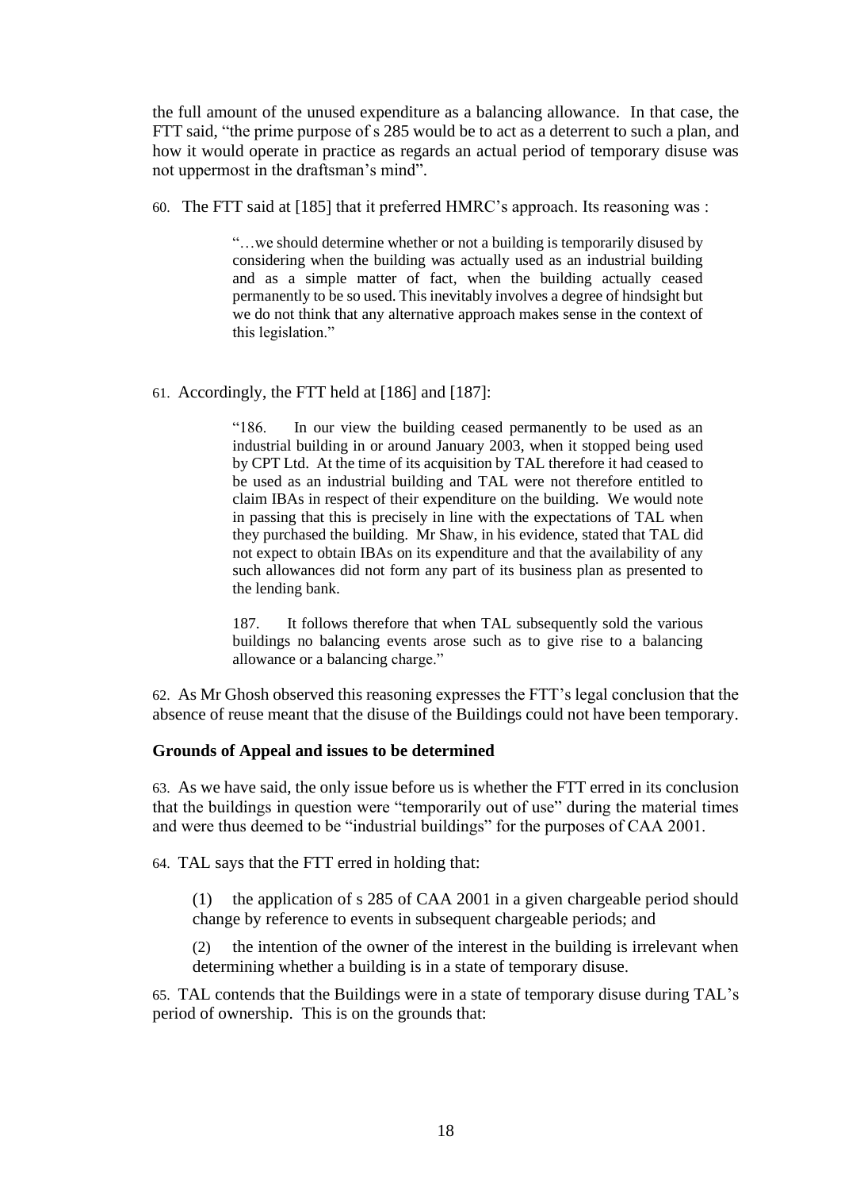the full amount of the unused expenditure as a balancing allowance. In that case, the FTT said, "the prime purpose of s 285 would be to act as a deterrent to such a plan, and how it would operate in practice as regards an actual period of temporary disuse was not uppermost in the draftsman's mind".

60. The FTT said at [185] that it preferred HMRC's approach. Its reasoning was :

> "…we should determine whether or not a building is temporarily disused by considering when the building was actually used as an industrial building and as a simple matter of fact, when the building actually ceased permanently to be so used. This inevitably involves a degree of hindsight but we do not think that any alternative approach makes sense in the context of this legislation."

61. Accordingly, the FTT held at [186] and [187]:

> "186. In our view the building ceased permanently to be used as an industrial building in or around January 2003, when it stopped being used by CPT Ltd. At the time of its acquisition by TAL therefore it had ceased to be used as an industrial building and TAL were not therefore entitled to claim IBAs in respect of their expenditure on the building. We would note in passing that this is precisely in line with the expectations of TAL when they purchased the building. Mr Shaw, in his evidence, stated that TAL did not expect to obtain IBAs on its expenditure and that the availability of any such allowances did not form any part of its business plan as presented to the lending bank.
>
> 187. It follows therefore that when TAL subsequently sold the various buildings no balancing events arose such as to give rise to a balancing allowance or a balancing charge."

62. As Mr Ghosh observed this reasoning expresses the FTT's legal conclusion that the absence of reuse meant that the disuse of the Buildings could not have been temporary.

### Grounds of Appeal and issues to be determined

63. As we have said, the only issue before us is whether the FTT erred in its conclusion that the buildings in question were "temporarily out of use" during the material times and were thus deemed to be "industrial buildings" for the purposes of CAA 2001.

64. TAL says that the FTT erred in holding that:

(1) the application of s 285 of CAA 2001 in a given chargeable period should change by reference to events in subsequent chargeable periods; and

(2) the intention of the owner of the interest in the building is irrelevant when determining whether a building is in a state of temporary disuse.

65. TAL contends that the Buildings were in a state of temporary disuse during TAL's period of ownership. This is on the grounds that: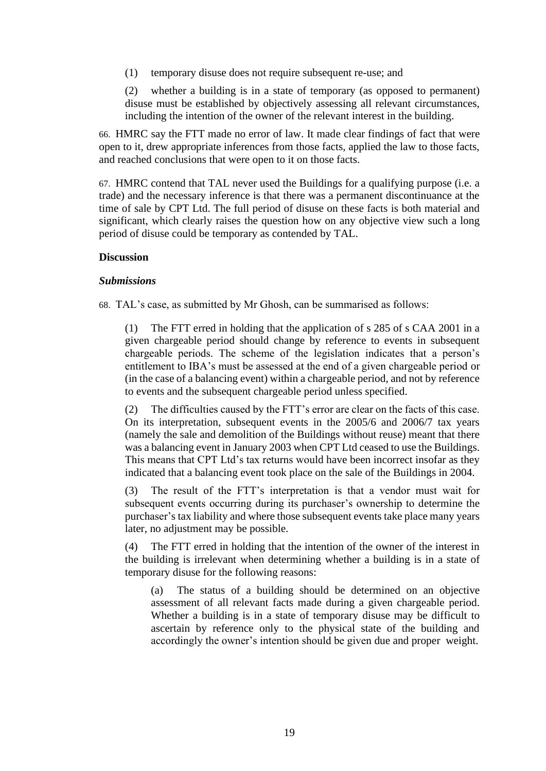(1) temporary disuse does not require subsequent re-use; and

(2) whether a building is in a state of temporary (as opposed to permanent) disuse must be established by objectively assessing all relevant circumstances, including the intention of the owner of the relevant interest in the building.

66. HMRC say the FTT made no error of law. It made clear findings of fact that were open to it, drew appropriate inferences from those facts, applied the law to those facts, and reached conclusions that were open to it on those facts.

67. HMRC contend that TAL never used the Buildings for a qualifying purpose (i.e. a trade) and the necessary inference is that there was a permanent discontinuance at the time of sale by CPT Ltd. The full period of disuse on these facts is both material and significant, which clearly raises the question how on any objective view such a long period of disuse could be temporary as contended by TAL.

**Discussion**

***Submissions***

68. TAL's case, as submitted by Mr Ghosh, can be summarised as follows:

(1) The FTT erred in holding that the application of s 285 of s CAA 2001 in a given chargeable period should change by reference to events in subsequent chargeable periods. The scheme of the legislation indicates that a person's entitlement to IBA's must be assessed at the end of a given chargeable period or (in the case of a balancing event) within a chargeable period, and not by reference to events and the subsequent chargeable period unless specified.

(2) The difficulties caused by the FTT's error are clear on the facts of this case. On its interpretation, subsequent events in the 2005/6 and 2006/7 tax years (namely the sale and demolition of the Buildings without reuse) meant that there was a balancing event in January 2003 when CPT Ltd ceased to use the Buildings. This means that CPT Ltd's tax returns would have been incorrect insofar as they indicated that a balancing event took place on the sale of the Buildings in 2004.

(3) The result of the FTT's interpretation is that a vendor must wait for subsequent events occurring during its purchaser's ownership to determine the purchaser's tax liability and where those subsequent events take place many years later, no adjustment may be possible.

(4) The FTT erred in holding that the intention of the owner of the interest in the building is irrelevant when determining whether a building is in a state of temporary disuse for the following reasons:

(a) The status of a building should be determined on an objective assessment of all relevant facts made during a given chargeable period. Whether a building is in a state of temporary disuse may be difficult to ascertain by reference only to the physical state of the building and accordingly the owner's intention should be given due and proper weight.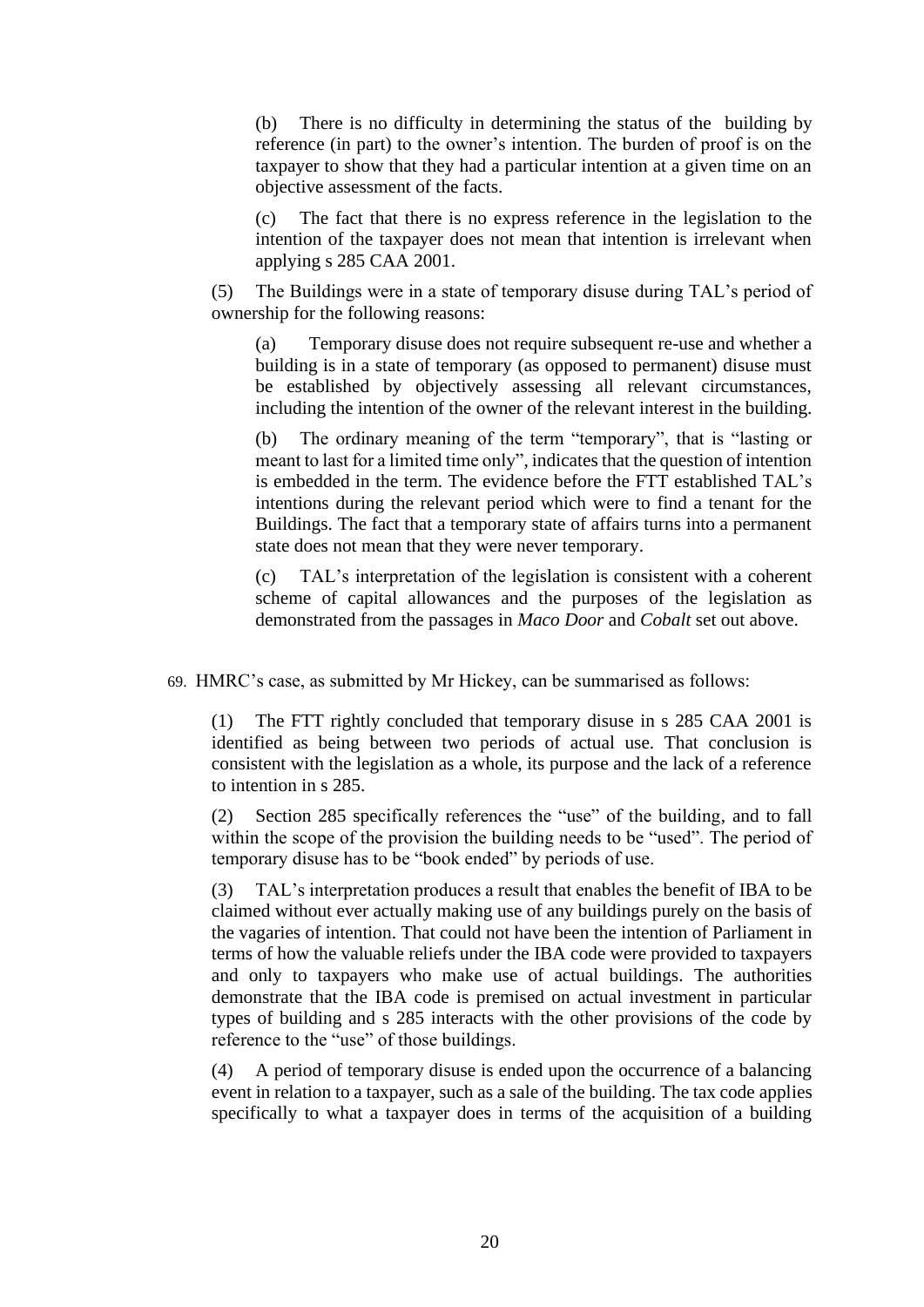(b) There is no difficulty in determining the status of the building by reference (in part) to the owner's intention. The burden of proof is on the taxpayer to show that they had a particular intention at a given time on an objective assessment of the facts.

(c) The fact that there is no express reference in the legislation to the intention of the taxpayer does not mean that intention is irrelevant when applying s 285 CAA 2001.

(5) The Buildings were in a state of temporary disuse during TAL's period of ownership for the following reasons:

(a) Temporary disuse does not require subsequent re-use and whether a building is in a state of temporary (as opposed to permanent) disuse must be established by objectively assessing all relevant circumstances, including the intention of the owner of the relevant interest in the building.

(b) The ordinary meaning of the term "temporary", that is "lasting or meant to last for a limited time only", indicates that the question of intention is embedded in the term. The evidence before the FTT established TAL's intentions during the relevant period which were to find a tenant for the Buildings. The fact that a temporary state of affairs turns into a permanent state does not mean that they were never temporary.

(c) TAL's interpretation of the legislation is consistent with a coherent scheme of capital allowances and the purposes of the legislation as demonstrated from the passages in *Maco Door* and *Cobalt* set out above.

69. HMRC's case, as submitted by Mr Hickey, can be summarised as follows:

(1) The FTT rightly concluded that temporary disuse in s 285 CAA 2001 is identified as being between two periods of actual use. That conclusion is consistent with the legislation as a whole, its purpose and the lack of a reference to intention in s 285.

(2) Section 285 specifically references the "use" of the building, and to fall within the scope of the provision the building needs to be "used". The period of temporary disuse has to be "book ended" by periods of use.

(3) TAL's interpretation produces a result that enables the benefit of IBA to be claimed without ever actually making use of any buildings purely on the basis of the vagaries of intention. That could not have been the intention of Parliament in terms of how the valuable reliefs under the IBA code were provided to taxpayers and only to taxpayers who make use of actual buildings. The authorities demonstrate that the IBA code is premised on actual investment in particular types of building and s 285 interacts with the other provisions of the code by reference to the "use" of those buildings.

(4) A period of temporary disuse is ended upon the occurrence of a balancing event in relation to a taxpayer, such as a sale of the building. The tax code applies specifically to what a taxpayer does in terms of the acquisition of a building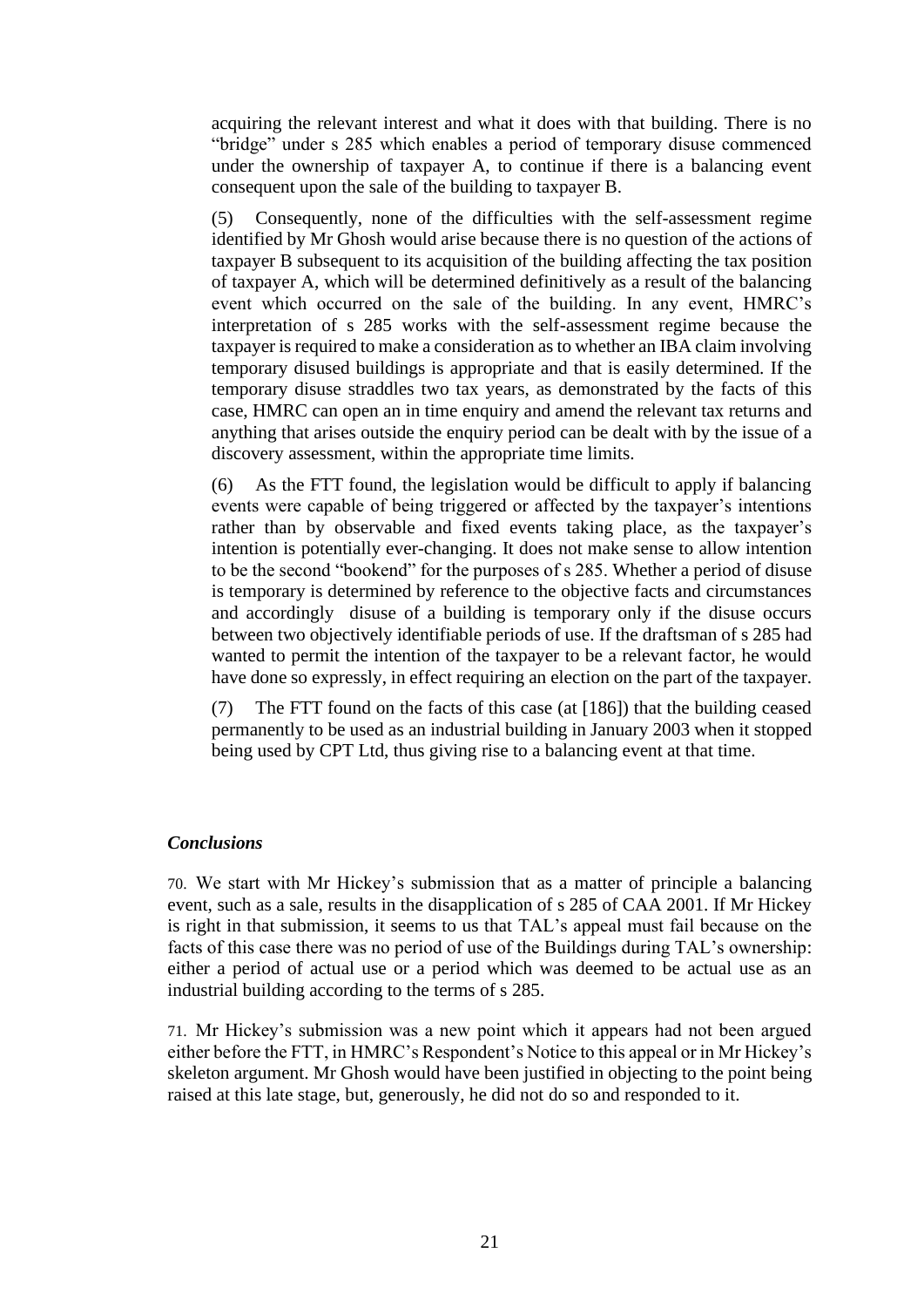acquiring the relevant interest and what it does with that building. There is no "bridge" under s 285 which enables a period of temporary disuse commenced under the ownership of taxpayer A, to continue if there is a balancing event consequent upon the sale of the building to taxpayer B.

(5) Consequently, none of the difficulties with the self-assessment regime identified by Mr Ghosh would arise because there is no question of the actions of taxpayer B subsequent to its acquisition of the building affecting the tax position of taxpayer A, which will be determined definitively as a result of the balancing event which occurred on the sale of the building. In any event, HMRC's interpretation of s 285 works with the self-assessment regime because the taxpayer is required to make a consideration as to whether an IBA claim involving temporary disused buildings is appropriate and that is easily determined. If the temporary disuse straddles two tax years, as demonstrated by the facts of this case, HMRC can open an in time enquiry and amend the relevant tax returns and anything that arises outside the enquiry period can be dealt with by the issue of a discovery assessment, within the appropriate time limits.

(6) As the FTT found, the legislation would be difficult to apply if balancing events were capable of being triggered or affected by the taxpayer's intentions rather than by observable and fixed events taking place, as the taxpayer's intention is potentially ever-changing. It does not make sense to allow intention to be the second "bookend" for the purposes of s 285. Whether a period of disuse is temporary is determined by reference to the objective facts and circumstances and accordingly disuse of a building is temporary only if the disuse occurs between two objectively identifiable periods of use. If the draftsman of s 285 had wanted to permit the intention of the taxpayer to be a relevant factor, he would have done so expressly, in effect requiring an election on the part of the taxpayer.

(7) The FTT found on the facts of this case (at [186]) that the building ceased permanently to be used as an industrial building in January 2003 when it stopped being used by CPT Ltd, thus giving rise to a balancing event at that time.

### *Conclusions*

70. We start with Mr Hickey's submission that as a matter of principle a balancing event, such as a sale, results in the disapplication of s 285 of CAA 2001. If Mr Hickey is right in that submission, it seems to us that TAL's appeal must fail because on the facts of this case there was no period of use of the Buildings during TAL's ownership: either a period of actual use or a period which was deemed to be actual use as an industrial building according to the terms of s 285.

71. Mr Hickey's submission was a new point which it appears had not been argued either before the FTT, in HMRC's Respondent's Notice to this appeal or in Mr Hickey's skeleton argument. Mr Ghosh would have been justified in objecting to the point being raised at this late stage, but, generously, he did not do so and responded to it.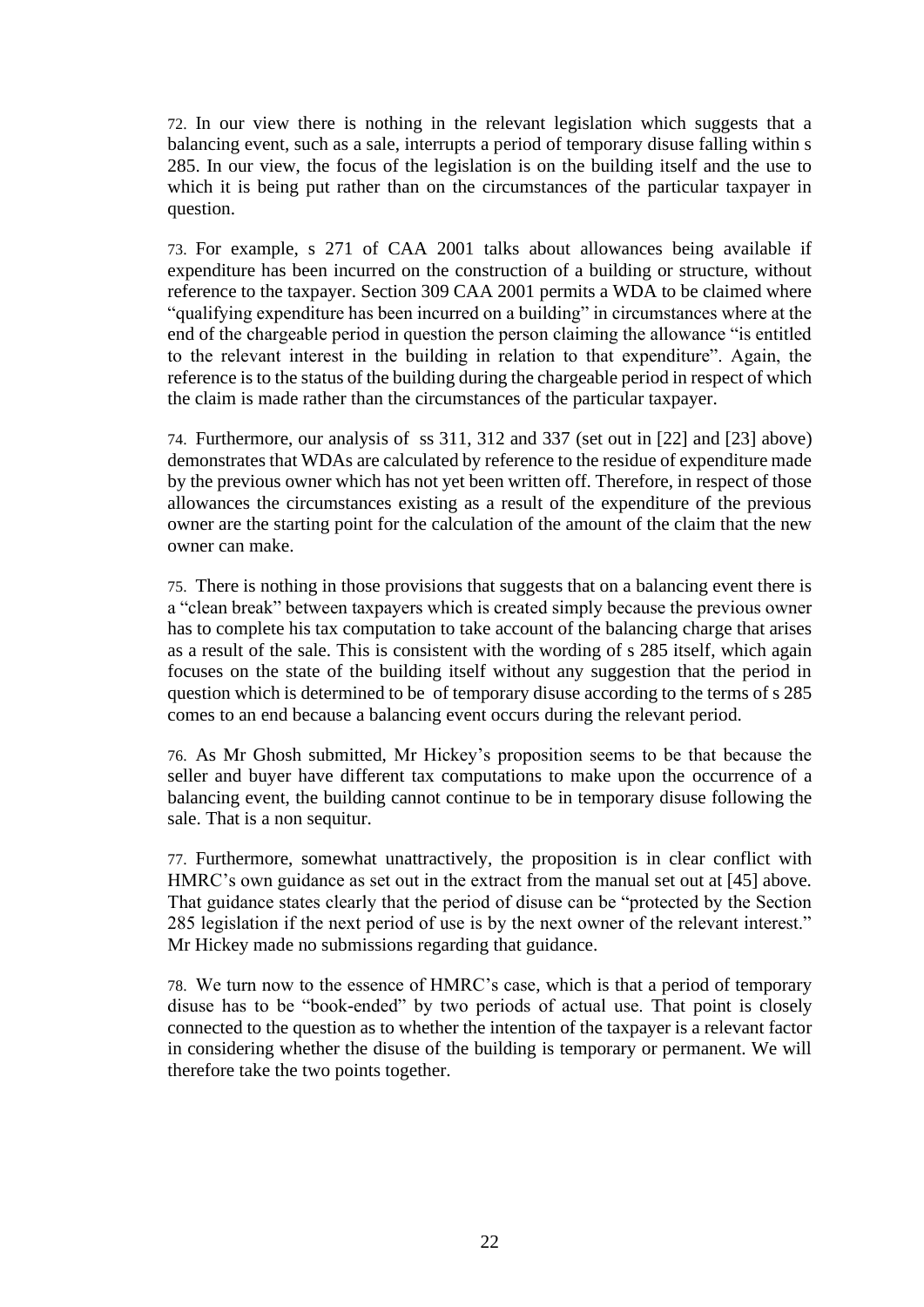72. In our view there is nothing in the relevant legislation which suggests that a balancing event, such as a sale, interrupts a period of temporary disuse falling within s 285. In our view, the focus of the legislation is on the building itself and the use to which it is being put rather than on the circumstances of the particular taxpayer in question.

73. For example, s 271 of CAA 2001 talks about allowances being available if expenditure has been incurred on the construction of a building or structure, without reference to the taxpayer. Section 309 CAA 2001 permits a WDA to be claimed where "qualifying expenditure has been incurred on a building" in circumstances where at the end of the chargeable period in question the person claiming the allowance "is entitled to the relevant interest in the building in relation to that expenditure". Again, the reference is to the status of the building during the chargeable period in respect of which the claim is made rather than the circumstances of the particular taxpayer.

74. Furthermore, our analysis of ss 311, 312 and 337 (set out in [22] and [23] above) demonstrates that WDAs are calculated by reference to the residue of expenditure made by the previous owner which has not yet been written off. Therefore, in respect of those allowances the circumstances existing as a result of the expenditure of the previous owner are the starting point for the calculation of the amount of the claim that the new owner can make.

75. There is nothing in those provisions that suggests that on a balancing event there is a "clean break" between taxpayers which is created simply because the previous owner has to complete his tax computation to take account of the balancing charge that arises as a result of the sale. This is consistent with the wording of s 285 itself, which again focuses on the state of the building itself without any suggestion that the period in question which is determined to be of temporary disuse according to the terms of s 285 comes to an end because a balancing event occurs during the relevant period.

76. As Mr Ghosh submitted, Mr Hickey's proposition seems to be that because the seller and buyer have different tax computations to make upon the occurrence of a balancing event, the building cannot continue to be in temporary disuse following the sale. That is a non sequitur.

77. Furthermore, somewhat unattractively, the proposition is in clear conflict with HMRC's own guidance as set out in the extract from the manual set out at [45] above. That guidance states clearly that the period of disuse can be "protected by the Section 285 legislation if the next period of use is by the next owner of the relevant interest." Mr Hickey made no submissions regarding that guidance.

78. We turn now to the essence of HMRC's case, which is that a period of temporary disuse has to be "book-ended" by two periods of actual use. That point is closely connected to the question as to whether the intention of the taxpayer is a relevant factor in considering whether the disuse of the building is temporary or permanent. We will therefore take the two points together.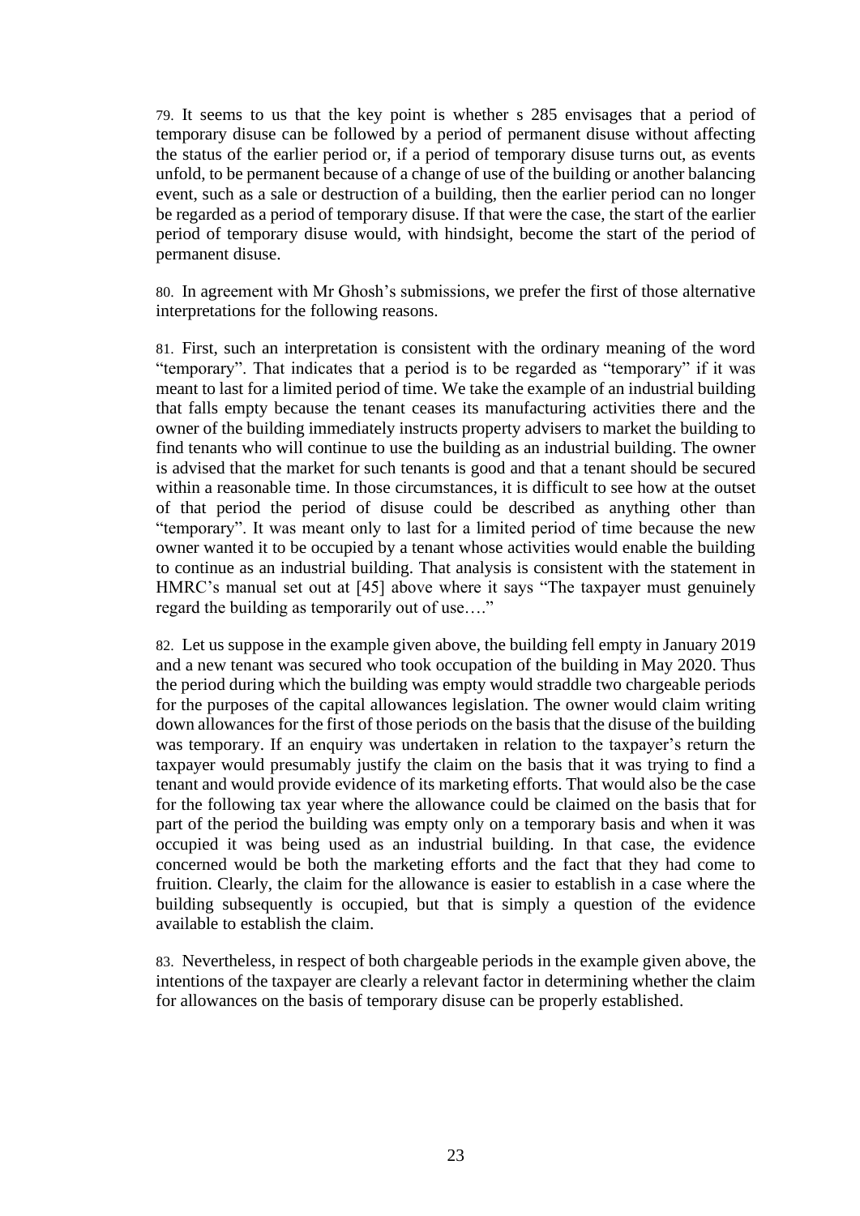79. It seems to us that the key point is whether s 285 envisages that a period of temporary disuse can be followed by a period of permanent disuse without affecting the status of the earlier period or, if a period of temporary disuse turns out, as events unfold, to be permanent because of a change of use of the building or another balancing event, such as a sale or destruction of a building, then the earlier period can no longer be regarded as a period of temporary disuse. If that were the case, the start of the earlier period of temporary disuse would, with hindsight, become the start of the period of permanent disuse.

80. In agreement with Mr Ghosh's submissions, we prefer the first of those alternative interpretations for the following reasons.

81. First, such an interpretation is consistent with the ordinary meaning of the word "temporary". That indicates that a period is to be regarded as "temporary" if it was meant to last for a limited period of time. We take the example of an industrial building that falls empty because the tenant ceases its manufacturing activities there and the owner of the building immediately instructs property advisers to market the building to find tenants who will continue to use the building as an industrial building. The owner is advised that the market for such tenants is good and that a tenant should be secured within a reasonable time. In those circumstances, it is difficult to see how at the outset of that period the period of disuse could be described as anything other than "temporary". It was meant only to last for a limited period of time because the new owner wanted it to be occupied by a tenant whose activities would enable the building to continue as an industrial building. That analysis is consistent with the statement in HMRC's manual set out at [45] above where it says "The taxpayer must genuinely regard the building as temporarily out of use…."

82. Let us suppose in the example given above, the building fell empty in January 2019 and a new tenant was secured who took occupation of the building in May 2020. Thus the period during which the building was empty would straddle two chargeable periods for the purposes of the capital allowances legislation. The owner would claim writing down allowances for the first of those periods on the basis that the disuse of the building was temporary. If an enquiry was undertaken in relation to the taxpayer's return the taxpayer would presumably justify the claim on the basis that it was trying to find a tenant and would provide evidence of its marketing efforts. That would also be the case for the following tax year where the allowance could be claimed on the basis that for part of the period the building was empty only on a temporary basis and when it was occupied it was being used as an industrial building. In that case, the evidence concerned would be both the marketing efforts and the fact that they had come to fruition. Clearly, the claim for the allowance is easier to establish in a case where the building subsequently is occupied, but that is simply a question of the evidence available to establish the claim.

83. Nevertheless, in respect of both chargeable periods in the example given above, the intentions of the taxpayer are clearly a relevant factor in determining whether the claim for allowances on the basis of temporary disuse can be properly established.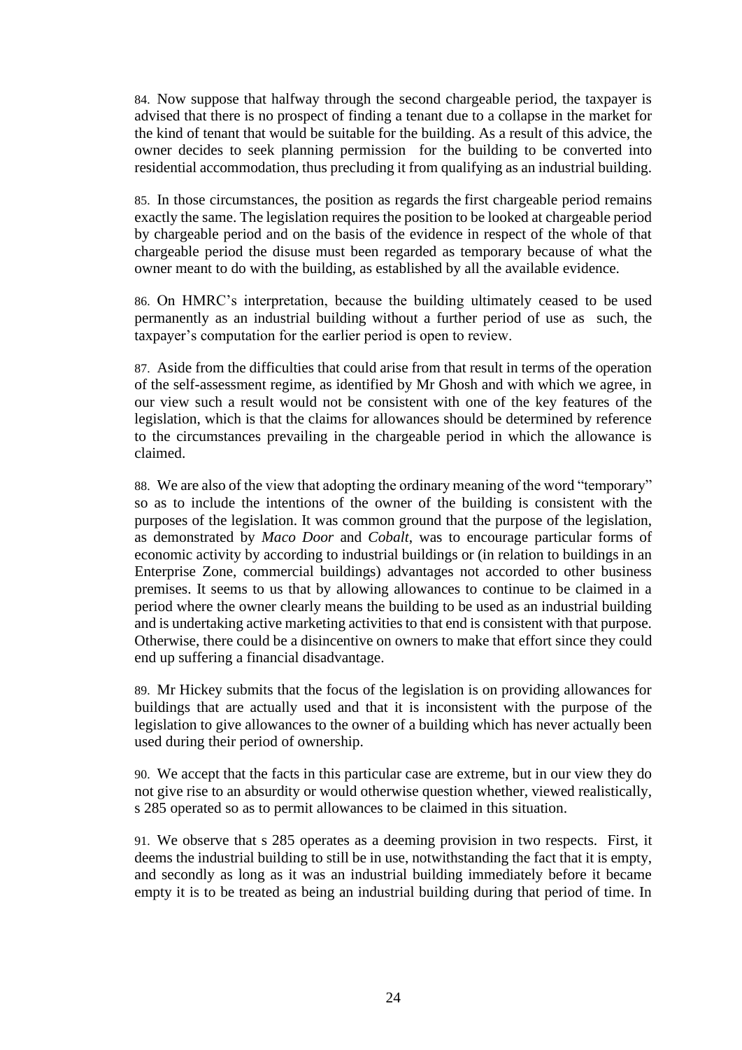84. Now suppose that halfway through the second chargeable period, the taxpayer is advised that there is no prospect of finding a tenant due to a collapse in the market for the kind of tenant that would be suitable for the building. As a result of this advice, the owner decides to seek planning permission for the building to be converted into residential accommodation, thus precluding it from qualifying as an industrial building.

85. In those circumstances, the position as regards the first chargeable period remains exactly the same. The legislation requires the position to be looked at chargeable period by chargeable period and on the basis of the evidence in respect of the whole of that chargeable period the disuse must been regarded as temporary because of what the owner meant to do with the building, as established by all the available evidence.

86. On HMRC's interpretation, because the building ultimately ceased to be used permanently as an industrial building without a further period of use as such, the taxpayer's computation for the earlier period is open to review.

87. Aside from the difficulties that could arise from that result in terms of the operation of the self-assessment regime, as identified by Mr Ghosh and with which we agree, in our view such a result would not be consistent with one of the key features of the legislation, which is that the claims for allowances should be determined by reference to the circumstances prevailing in the chargeable period in which the allowance is claimed.

88. We are also of the view that adopting the ordinary meaning of the word "temporary" so as to include the intentions of the owner of the building is consistent with the purposes of the legislation. It was common ground that the purpose of the legislation, as demonstrated by *Maco Door* and *Cobalt*, was to encourage particular forms of economic activity by according to industrial buildings or (in relation to buildings in an Enterprise Zone, commercial buildings) advantages not accorded to other business premises. It seems to us that by allowing allowances to continue to be claimed in a period where the owner clearly means the building to be used as an industrial building and is undertaking active marketing activities to that end is consistent with that purpose. Otherwise, there could be a disincentive on owners to make that effort since they could end up suffering a financial disadvantage.

89. Mr Hickey submits that the focus of the legislation is on providing allowances for buildings that are actually used and that it is inconsistent with the purpose of the legislation to give allowances to the owner of a building which has never actually been used during their period of ownership.

90. We accept that the facts in this particular case are extreme, but in our view they do not give rise to an absurdity or would otherwise question whether, viewed realistically, s 285 operated so as to permit allowances to be claimed in this situation.

91. We observe that s 285 operates as a deeming provision in two respects. First, it deems the industrial building to still be in use, notwithstanding the fact that it is empty, and secondly as long as it was an industrial building immediately before it became empty it is to be treated as being an industrial building during that period of time. In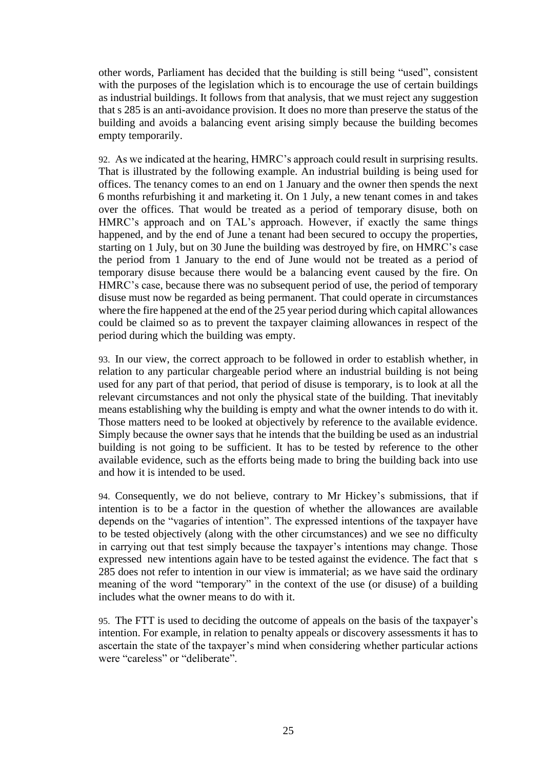other words, Parliament has decided that the building is still being "used", consistent with the purposes of the legislation which is to encourage the use of certain buildings as industrial buildings. It follows from that analysis, that we must reject any suggestion that s 285 is an anti-avoidance provision. It does no more than preserve the status of the building and avoids a balancing event arising simply because the building becomes empty temporarily.

92. As we indicated at the hearing, HMRC's approach could result in surprising results. That is illustrated by the following example. An industrial building is being used for offices. The tenancy comes to an end on 1 January and the owner then spends the next 6 months refurbishing it and marketing it. On 1 July, a new tenant comes in and takes over the offices. That would be treated as a period of temporary disuse, both on HMRC's approach and on TAL's approach. However, if exactly the same things happened, and by the end of June a tenant had been secured to occupy the properties, starting on 1 July, but on 30 June the building was destroyed by fire, on HMRC's case the period from 1 January to the end of June would not be treated as a period of temporary disuse because there would be a balancing event caused by the fire. On HMRC's case, because there was no subsequent period of use, the period of temporary disuse must now be regarded as being permanent. That could operate in circumstances where the fire happened at the end of the 25 year period during which capital allowances could be claimed so as to prevent the taxpayer claiming allowances in respect of the period during which the building was empty.

93. In our view, the correct approach to be followed in order to establish whether, in relation to any particular chargeable period where an industrial building is not being used for any part of that period, that period of disuse is temporary, is to look at all the relevant circumstances and not only the physical state of the building. That inevitably means establishing why the building is empty and what the owner intends to do with it. Those matters need to be looked at objectively by reference to the available evidence. Simply because the owner says that he intends that the building be used as an industrial building is not going to be sufficient. It has to be tested by reference to the other available evidence, such as the efforts being made to bring the building back into use and how it is intended to be used.

94. Consequently, we do not believe, contrary to Mr Hickey's submissions, that if intention is to be a factor in the question of whether the allowances are available depends on the "vagaries of intention". The expressed intentions of the taxpayer have to be tested objectively (along with the other circumstances) and we see no difficulty in carrying out that test simply because the taxpayer's intentions may change. Those expressed new intentions again have to be tested against the evidence. The fact that s 285 does not refer to intention in our view is immaterial; as we have said the ordinary meaning of the word "temporary" in the context of the use (or disuse) of a building includes what the owner means to do with it.

95. The FTT is used to deciding the outcome of appeals on the basis of the taxpayer's intention. For example, in relation to penalty appeals or discovery assessments it has to ascertain the state of the taxpayer's mind when considering whether particular actions were "careless" or "deliberate".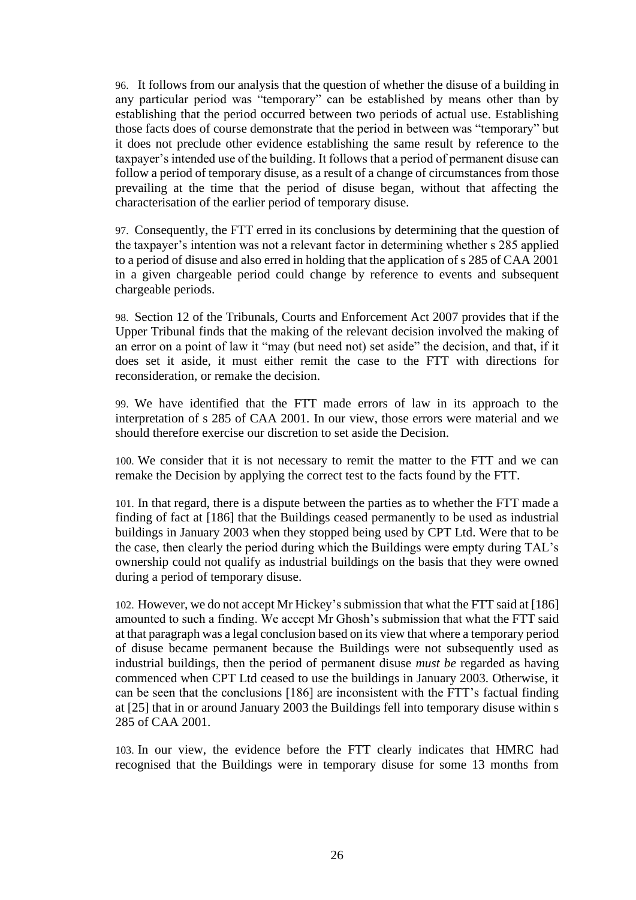96. It follows from our analysis that the question of whether the disuse of a building in any particular period was "temporary" can be established by means other than by establishing that the period occurred between two periods of actual use. Establishing those facts does of course demonstrate that the period in between was "temporary" but it does not preclude other evidence establishing the same result by reference to the taxpayer's intended use of the building. It follows that a period of permanent disuse can follow a period of temporary disuse, as a result of a change of circumstances from those prevailing at the time that the period of disuse began, without that affecting the characterisation of the earlier period of temporary disuse.

97. Consequently, the FTT erred in its conclusions by determining that the question of the taxpayer's intention was not a relevant factor in determining whether s 285 applied to a period of disuse and also erred in holding that the application of s 285 of CAA 2001 in a given chargeable period could change by reference to events and subsequent chargeable periods.

98. Section 12 of the Tribunals, Courts and Enforcement Act 2007 provides that if the Upper Tribunal finds that the making of the relevant decision involved the making of an error on a point of law it "may (but need not) set aside" the decision, and that, if it does set it aside, it must either remit the case to the FTT with directions for reconsideration, or remake the decision.

99. We have identified that the FTT made errors of law in its approach to the interpretation of s 285 of CAA 2001. In our view, those errors were material and we should therefore exercise our discretion to set aside the Decision.

100. We consider that it is not necessary to remit the matter to the FTT and we can remake the Decision by applying the correct test to the facts found by the FTT.

101. In that regard, there is a dispute between the parties as to whether the FTT made a finding of fact at [186] that the Buildings ceased permanently to be used as industrial buildings in January 2003 when they stopped being used by CPT Ltd. Were that to be the case, then clearly the period during which the Buildings were empty during TAL's ownership could not qualify as industrial buildings on the basis that they were owned during a period of temporary disuse.

102. However, we do not accept Mr Hickey's submission that what the FTT said at [186] amounted to such a finding. We accept Mr Ghosh's submission that what the FTT said at that paragraph was a legal conclusion based on its view that where a temporary period of disuse became permanent because the Buildings were not subsequently used as industrial buildings, then the period of permanent disuse *must be* regarded as having commenced when CPT Ltd ceased to use the buildings in January 2003. Otherwise, it can be seen that the conclusions [186] are inconsistent with the FTT's factual finding at [25] that in or around January 2003 the Buildings fell into temporary disuse within s 285 of CAA 2001.

103. In our view, the evidence before the FTT clearly indicates that HMRC had recognised that the Buildings were in temporary disuse for some 13 months from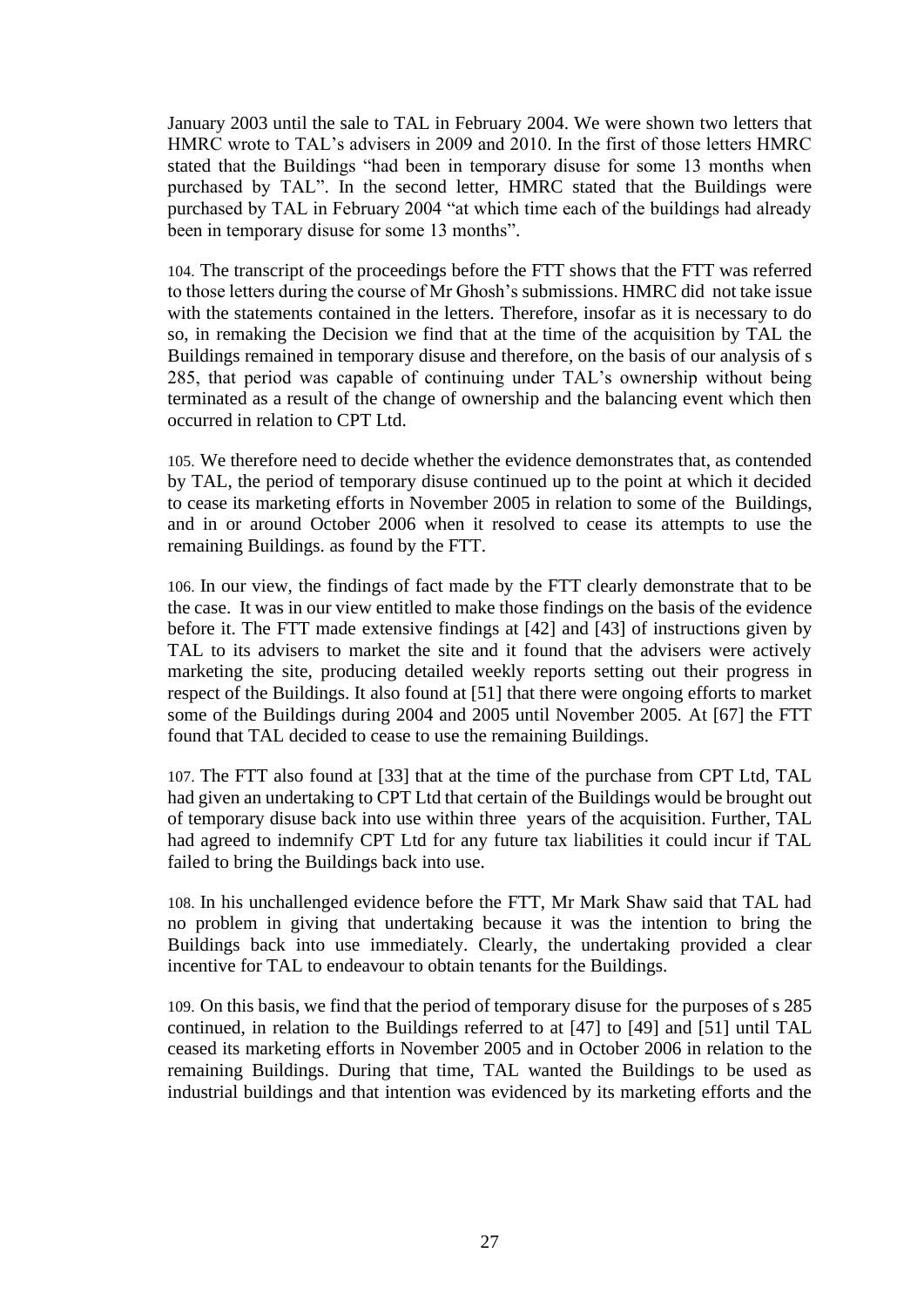January 2003 until the sale to TAL in February 2004. We were shown two letters that HMRC wrote to TAL's advisers in 2009 and 2010. In the first of those letters HMRC stated that the Buildings "had been in temporary disuse for some 13 months when purchased by TAL". In the second letter, HMRC stated that the Buildings were purchased by TAL in February 2004 "at which time each of the buildings had already been in temporary disuse for some 13 months".

104. The transcript of the proceedings before the FTT shows that the FTT was referred to those letters during the course of Mr Ghosh's submissions. HMRC did not take issue with the statements contained in the letters. Therefore, insofar as it is necessary to do so, in remaking the Decision we find that at the time of the acquisition by TAL the Buildings remained in temporary disuse and therefore, on the basis of our analysis of s 285, that period was capable of continuing under TAL's ownership without being terminated as a result of the change of ownership and the balancing event which then occurred in relation to CPT Ltd.

105. We therefore need to decide whether the evidence demonstrates that, as contended by TAL, the period of temporary disuse continued up to the point at which it decided to cease its marketing efforts in November 2005 in relation to some of the Buildings, and in or around October 2006 when it resolved to cease its attempts to use the remaining Buildings. as found by the FTT.

106. In our view, the findings of fact made by the FTT clearly demonstrate that to be the case. It was in our view entitled to make those findings on the basis of the evidence before it. The FTT made extensive findings at [42] and [43] of instructions given by TAL to its advisers to market the site and it found that the advisers were actively marketing the site, producing detailed weekly reports setting out their progress in respect of the Buildings. It also found at [51] that there were ongoing efforts to market some of the Buildings during 2004 and 2005 until November 2005. At [67] the FTT found that TAL decided to cease to use the remaining Buildings.

107. The FTT also found at [33] that at the time of the purchase from CPT Ltd, TAL had given an undertaking to CPT Ltd that certain of the Buildings would be brought out of temporary disuse back into use within three years of the acquisition. Further, TAL had agreed to indemnify CPT Ltd for any future tax liabilities it could incur if TAL failed to bring the Buildings back into use.

108. In his unchallenged evidence before the FTT, Mr Mark Shaw said that TAL had no problem in giving that undertaking because it was the intention to bring the Buildings back into use immediately. Clearly, the undertaking provided a clear incentive for TAL to endeavour to obtain tenants for the Buildings.

109. On this basis, we find that the period of temporary disuse for the purposes of s 285 continued, in relation to the Buildings referred to at [47] to [49] and [51] until TAL ceased its marketing efforts in November 2005 and in October 2006 in relation to the remaining Buildings. During that time, TAL wanted the Buildings to be used as industrial buildings and that intention was evidenced by its marketing efforts and the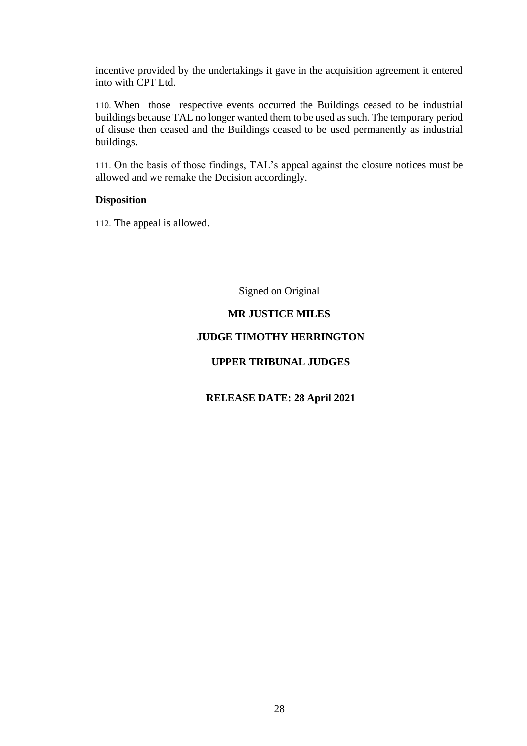incentive provided by the undertakings it gave in the acquisition agreement it entered into with CPT Ltd.

110. When those respective events occurred the Buildings ceased to be industrial buildings because TAL no longer wanted them to be used as such. The temporary period of disuse then ceased and the Buildings ceased to be used permanently as industrial buildings.

111. On the basis of those findings, TAL's appeal against the closure notices must be allowed and we remake the Decision accordingly.

**Disposition**

112. The appeal is allowed.

Signed on Original

**MR JUSTICE MILES**

**JUDGE TIMOTHY HERRINGTON**

**UPPER TRIBUNAL JUDGES**

**RELEASE DATE: 28 April 2021**